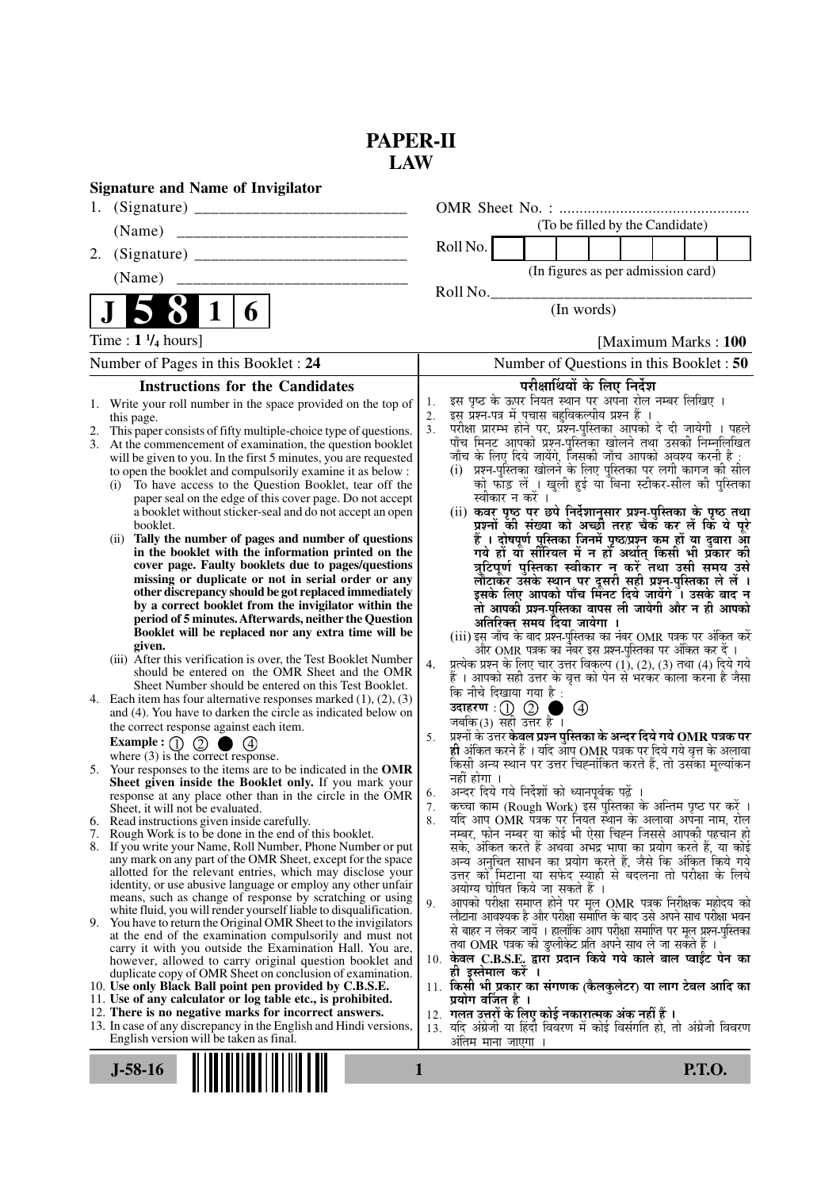# PAPER-II
## LAW

**Signature and Name of Invigilator**

1. (Signature) __________________________

   (Name) ____________________________

2. (Signature) __________________________

   (Name) ____________________________

OMR Sheet No. : ...............................................

(To be filled by the Candidate)

Roll No. [ ] [ ] [ ] [ ] [ ] [ ] [ ] [ ]

(In figures as per admission card)

Roll No.________________________________

(In words)

**J 5 8 1 6**

Time : **1 ¼ hours**] [Maximum Marks : **100**

Number of Pages in this Booklet : 24 | Number of Questions in this Booklet : 50

### Instructions for the Candidates

1. Write your roll number in the space provided on the top of this page.
2. This paper consists of fifty multiple-choice type of questions.
3. At the commencement of examination, the question booklet will be given to you. In the first 5 minutes, you are requested to open the booklet and compulsorily examine it as below :
   (i) To have access to the Question Booklet, tear off the paper seal on the edge of this cover page. Do not accept a booklet without sticker-seal and do not accept an open booklet.
   (ii) **Tally the number of pages and number of questions in the booklet with the information printed on the cover page. Faulty booklets due to pages/questions missing or duplicate or not in serial order or any other discrepancy should be got replaced immediately by a correct booklet from the invigilator within the period of 5 minutes. Afterwards, neither the Question Booklet will be replaced nor any extra time will be given.**
   (iii) After this verification is over, the Test Booklet Number should be entered on the OMR Sheet and the OMR Sheet Number should be entered on this Test Booklet.
4. Each item has four alternative responses marked (1), (2), (3) and (4). You have to darken the circle as indicated below on the correct response against each item.
   **Example :** ① ② ● ④
   where (3) is the correct response.
5. Your responses to the items are to be indicated in the **OMR Sheet given inside the Booklet only.** If you mark your response at any place other than in the circle in the OMR Sheet, it will not be evaluated.
6. Read instructions given inside carefully.
7. Rough Work is to be done in the end of this booklet.
8. If you write your Name, Roll Number, Phone Number or put any mark on any part of the OMR Sheet, except for the space allotted for the relevant entries, which may disclose your identity, or use abusive language or employ any other unfair means, such as change of response by scratching or using white fluid, you will render yourself liable to disqualification.
9. You have to return the Original OMR Sheet to the invigilators at the end of the examination compulsorily and must not carry it with you outside the Examination Hall. You are, however, allowed to carry original question booklet and duplicate copy of OMR Sheet on conclusion of examination.
10. **Use only Black Ball point pen provided by C.B.S.E.**
11. **Use of any calculator or log table etc., is prohibited.**
12. **There is no negative marks for incorrect answers.**
13. In case of any discrepancy in the English and Hindi versions, English version will be taken as final.

### परीक्षार्थियों के लिए निर्देश

1. इस पृष्ठ के ऊपर नियत स्थान पर अपना रोल नम्बर लिखिए ।
2. इस प्रश्न-पत्र में पचास बहुविकल्पीय प्रश्न हैं ।
3. परीक्षा प्रारम्भ होने पर, प्रश्न-पुस्तिका आपको दे दी जायेगी । पहले पाँच मिनट आपको प्रश्न-पुस्तिका खोलने तथा उसकी निम्नलिखित जाँच के लिए दिये जायेंगे, जिसकी जाँच आपको अवश्य करनी है :
   (i) प्रश्न-पुस्तिका खोलने के लिए पुस्तिका पर लगी कागज की सील को फाड़ लें । खुली हुई या बिना स्टीकर-सील की पुस्तिका स्वीकार न करें ।
   (ii) **कवर पृष्ठ पर छपे निर्देशानुसार प्रश्न-पुस्तिका के पृष्ठ तथा प्रश्नों की संख्या को अच्छी तरह चैक कर लें कि ये पूरे हैं । दोषपूर्ण पुस्तिका जिनमें पृष्ठ/प्रश्न कम हों या दुबारा आ गये हों या सीरियल में न हों अर्थात् किसी भी प्रकार की त्रुटिपूर्ण पुस्तिका स्वीकार न करें तथा उसी समय उसे लौटाकर उसके स्थान पर दूसरी सही प्रश्न-पुस्तिका ले लें । इसके लिए आपको पाँच मिनट दिये जायेंगे । उसके बाद न तो आपकी प्रश्न-पुस्तिका वापस ली जायेगी और न ही आपको अतिरिक्त समय दिया जायेगा ।**
   (iii) इस जाँच के बाद प्रश्न-पुस्तिका का नंबर OMR पत्रक पर अंकित करें और OMR पत्रक का नंबर इस प्रश्न-पुस्तिका पर अंकित कर दें ।
4. प्रत्येक प्रश्न के लिए चार उत्तर विकल्प (1), (2), (3) तथा (4) दिये गये हैं । आपको सही उत्तर के वृत्त को पेन से भरकर काला करना है जैसा कि नीचे दिखाया गया है :
   **उदाहरण :** ① ② ● ④
   जबकि (3) सही उत्तर है ।
5. प्रश्नों के उत्तर **केवल प्रश्न पुस्तिका के अन्दर दिये गये OMR पत्रक पर ही** अंकित करने हैं । यदि आप OMR पत्रक पर दिये गये वृत्त के अलावा किसी अन्य स्थान पर उत्तर चिह्नांकित करते हैं, तो उसका मूल्यांकन नहीं होगा ।
6. अन्दर दिये गये निर्देशों को ध्यानपूर्वक पढ़ें ।
7. कच्चा काम (Rough Work) इस पुस्तिका के अन्तिम पृष्ठ पर करें ।
8. यदि आप OMR पत्रक पर नियत स्थान के अलावा अपना नाम, रोल नम्बर, फोन नम्बर या कोई भी ऐसा चिह्न जिससे आपकी पहचान हो सके, अंकित करते हैं अथवा अभद्र भाषा का प्रयोग करते हैं, या कोई अन्य अनुचित साधन का प्रयोग करते हैं, जैसे कि अंकित किये गये उत्तर को मिटाना या सफेद स्याही से बदलना तो परीक्षा के लिये अयोग्य घोषित किये जा सकते हैं ।
9. आपको परीक्षा समाप्त होने पर मूल OMR पत्रक निरीक्षक महोदय को लौटाना आवश्यक है और परीक्षा समाप्ति के बाद उसे अपने साथ परीक्षा भवन से बाहर न लेकर जायें । हालांकि आप परीक्षा समाप्ति पर मूल प्रश्न-पुस्तिका तथा OMR पत्रक की डुप्लीकेट प्रति अपने साथ ले जा सकते हैं ।
10. **केवल C.B.S.E. द्वारा प्रदान किये गये काले बाल प्वाईंट पेन का ही इस्तेमाल करें ।**
11. **किसी भी प्रकार का संगणक (कैलकुलेटर) या लाग टेबल आदि का प्रयोग वर्जित है ।**
12. **गलत उत्तरों के लिए कोई नकारात्मक अंक नहीं हैं ।**
13. यदि अंग्रेजी या हिंदी विवरण में कोई विसंगति हो, तो अंग्रेजी विवरण अंतिम माना जाएगा ।

J-58-16 P.T.O.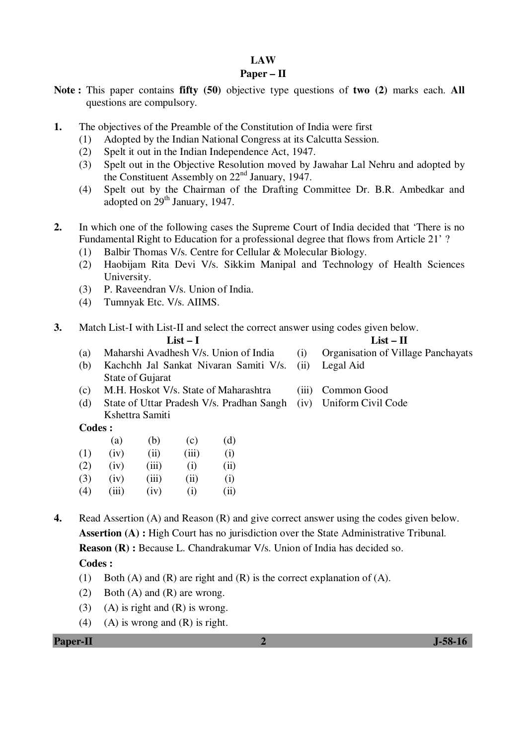# LAW

## Paper – II

**Note :** This paper contains **fifty (50)** objective type questions of **two (2)** marks each. **All** questions are compulsory.

**1.** The objectives of the Preamble of the Constitution of India were first

(1) Adopted by the Indian National Congress at its Calcutta Session.

(2) Spelt it out in the Indian Independence Act, 1947.

(3) Spelt out in the Objective Resolution moved by Jawahar Lal Nehru and adopted by the Constituent Assembly on 22nd January, 1947.

(4) Spelt out by the Chairman of the Drafting Committee Dr. B.R. Ambedkar and adopted on 29th January, 1947.

**2.** In which one of the following cases the Supreme Court of India decided that 'There is no Fundamental Right to Education for a professional degree that flows from Article 21' ?

(1) Balbir Thomas V/s. Centre for Cellular & Molecular Biology.

(2) Haobijam Rita Devi V/s. Sikkim Manipal and Technology of Health Sciences University.

(3) P. Raveendran V/s. Union of India.

(4) Tumnyak Etc. V/s. AIIMS.

**3.** Match List-I with List-II and select the correct answer using codes given below.

| | List – I | | List – II |
|---|---|---|---|
| (a) | Maharshi Avadhesh V/s. Union of India | (i) | Organisation of Village Panchayats |
| (b) | Kachchh Jal Sankat Nivaran Samiti V/s. State of Gujarat | (ii) | Legal Aid |
| (c) | M.H. Hoskot V/s. State of Maharashtra | (iii) | Common Good |
| (d) | State of Uttar Pradesh V/s. Pradhan Sangh Kshettra Samiti | (iv) | Uniform Civil Code |

**Codes :**

| | (a) | (b) | (c) | (d) |
|---|---|---|---|---|
| (1) | (iv) | (ii) | (iii) | (i) |
| (2) | (iv) | (iii) | (i) | (ii) |
| (3) | (iv) | (iii) | (ii) | (i) |
| (4) | (iii) | (iv) | (i) | (ii) |

**4.** Read Assertion (A) and Reason (R) and give correct answer using the codes given below.

**Assertion (A) :** High Court has no jurisdiction over the State Administrative Tribunal.

**Reason (R) :** Because L. Chandrakumar V/s. Union of India has decided so.

**Codes :**

(1) Both (A) and (R) are right and (R) is the correct explanation of (A).

(2) Both (A) and (R) are wrong.

(3) (A) is right and (R) is wrong.

(4) (A) is wrong and (R) is right.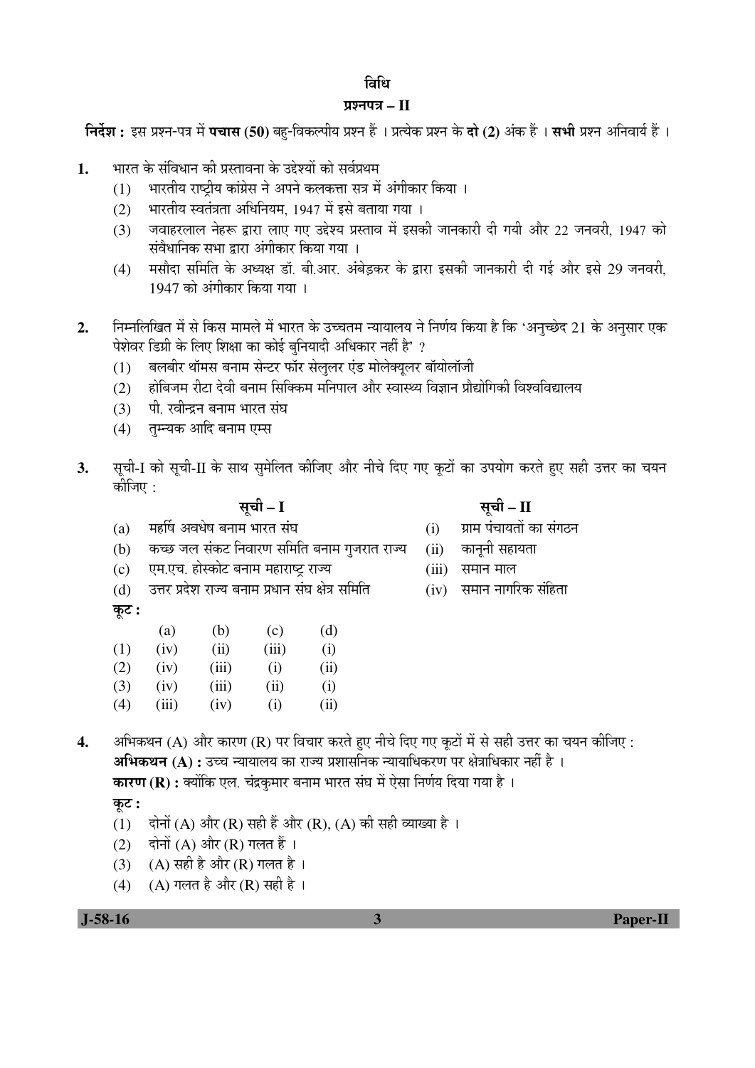# विधि

## प्रश्नपत्र – II

**निर्देश :** इस प्रश्न-पत्र में **पचास (50)** बहु-विकल्पीय प्रश्न हैं । प्रत्येक प्रश्न के **दो (2)** अंक हैं । **सभी** प्रश्न अनिवार्य हैं ।

**1.** भारत के संविधान की प्रस्तावना के उद्देश्यों को सर्वप्रथम

(1) भारतीय राष्ट्रीय कांग्रेस ने अपने कलकत्ता सत्र में अंगीकार किया ।

(2) भारतीय स्वतंत्रता अधिनियम, 1947 में इसे बताया गया ।

(3) जवाहरलाल नेहरू द्वारा लाए गए उद्देश्य प्रस्ताव में इसकी जानकारी दी गयी और 22 जनवरी, 1947 को संवैधानिक सभा द्वारा अंगीकार किया गया ।

(4) मसौदा समिति के अध्यक्ष डॉ. बी.आर. अंबेडकर के द्वारा इसकी जानकारी दी गई और इसे 29 जनवरी, 1947 को अंगीकार किया गया ।

**2.** निम्नलिखित में से किस मामले में भारत के उच्चतम न्यायालय ने निर्णय किया है कि 'अनुच्छेद 21 के अनुसार एक पेशेवर डिग्री के लिए शिक्षा का कोई बुनियादी अधिकार नहीं है' ?

(1) बलबीर थॉमस बनाम सेन्टर फॉर सेलुलर एंड मोलेक्यूलर बॉयोलॉजी

(2) होबिजम रीटा देवी बनाम सिक्किम मनिपाल और स्वास्थ्य विज्ञान प्रौद्योगिकी विश्वविद्यालय

(3) पी. रवीन्द्रन बनाम भारत संघ

(4) तुम्यक आदि बनाम एम्स

**3.** सूची-I को सूची-II के साथ सुमेलित कीजिए और नीचे दिए गए कूटों का उपयोग करते हुए सही उत्तर का चयन कीजिए :

| | सूची – I | | सूची – II |
|---|---|---|---|
| (a) | महर्षि अवधेष बनाम भारत संघ | (i) | ग्राम पंचायतों का संगठन |
| (b) | कच्छ जल संकट निवारण समिति बनाम गुजरात राज्य | (ii) | कानूनी सहायता |
| (c) | एम.एच. होस्कोट बनाम महाराष्ट्र राज्य | (iii) | समान माल |
| (d) | उत्तर प्रदेश राज्य बनाम प्रधान संघ क्षेत्र समिति | (iv) | समान नागरिक संहिता |

**कूट :**

| | (a) | (b) | (c) | (d) |
|---|---|---|---|---|
| (1) | (iv) | (ii) | (iii) | (i) |
| (2) | (iv) | (iii) | (i) | (ii) |
| (3) | (iv) | (iii) | (ii) | (i) |
| (4) | (iii) | (iv) | (i) | (ii) |

**4.** अभिकथन (A) और कारण (R) पर विचार करते हुए नीचे दिए गए कूटों में से सही उत्तर का चयन कीजिए :

**अभिकथन (A) :** उच्च न्यायालय का राज्य प्रशासनिक न्यायाधिकरण पर क्षेत्राधिकार नहीं है ।

**कारण (R) :** क्योंकि एल. चंद्रकुमार बनाम भारत संघ में ऐसा निर्णय दिया गया है ।

**कूट :**

(1) दोनों (A) और (R) सही हैं और (R), (A) की सही व्याख्या है ।

(2) दोनों (A) और (R) गलत हैं ।

(3) (A) सही है और (R) गलत है ।

(4) (A) गलत है और (R) सही है ।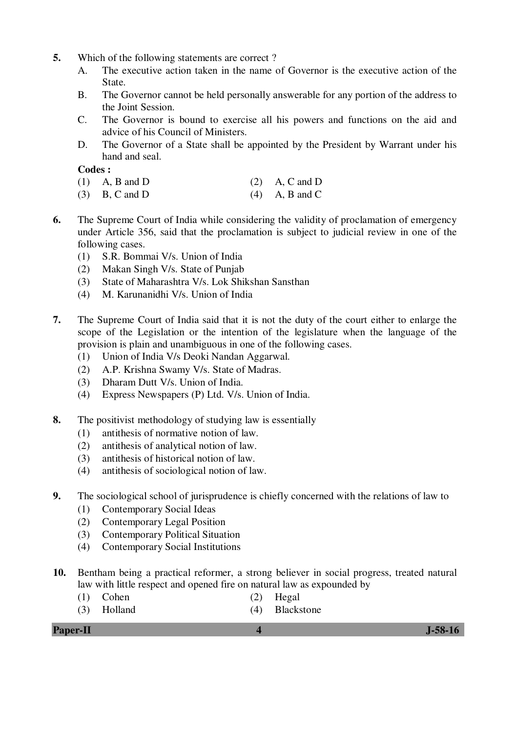5. Which of the following statements are correct ?
   A. The executive action taken in the name of Governor is the executive action of the State.
   B. The Governor cannot be held personally answerable for any portion of the address to the Joint Session.
   C. The Governor is bound to exercise all his powers and functions on the aid and advice of his Council of Ministers.
   D. The Governor of a State shall be appointed by the President by Warrant under his hand and seal.

   **Codes :**

   (1) A, B and D  (2) A, C and D
   (3) B, C and D  (4) A, B and C

6. The Supreme Court of India while considering the validity of proclamation of emergency under Article 356, said that the proclamation is subject to judicial review in one of the following cases.
   (1) S.R. Bommai V/s. Union of India
   (2) Makan Singh V/s. State of Punjab
   (3) State of Maharashtra V/s. Lok Shikshan Sansthan
   (4) M. Karunanidhi V/s. Union of India

7. The Supreme Court of India said that it is not the duty of the court either to enlarge the scope of the Legislation or the intention of the legislature when the language of the provision is plain and unambiguous in one of the following cases.
   (1) Union of India V/s Deoki Nandan Aggarwal.
   (2) A.P. Krishna Swamy V/s. State of Madras.
   (3) Dharam Dutt V/s. Union of India.
   (4) Express Newspapers (P) Ltd. V/s. Union of India.

8. The positivist methodology of studying law is essentially
   (1) antithesis of normative notion of law.
   (2) antithesis of analytical notion of law.
   (3) antithesis of historical notion of law.
   (4) antithesis of sociological notion of law.

9. The sociological school of jurisprudence is chiefly concerned with the relations of law to
   (1) Contemporary Social Ideas
   (2) Contemporary Legal Position
   (3) Contemporary Political Situation
   (4) Contemporary Social Institutions

10. Bentham being a practical reformer, a strong believer in social progress, treated natural law with little respect and opened fire on natural law as expounded by

    (1) Cohen  (2) Hegal
    (3) Holland  (4) Blackstone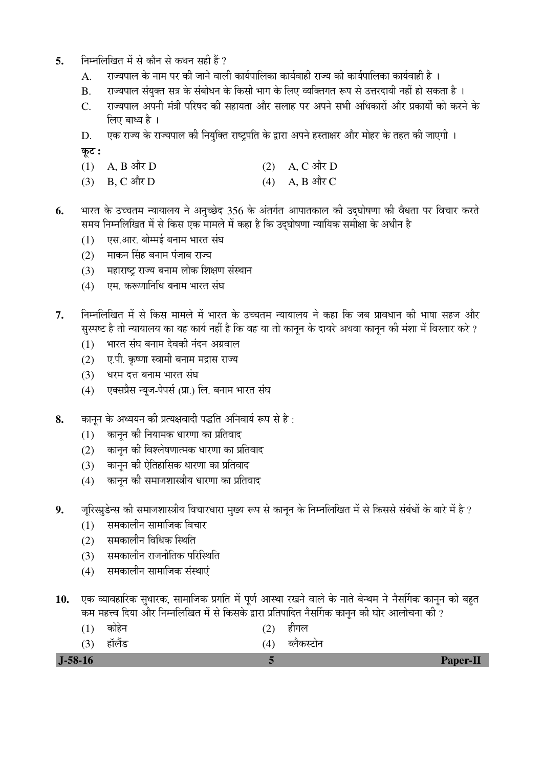5. निम्नलिखित में से कौन से कथन सही हैं ?

A. राज्यपाल के नाम पर की जाने वाली कार्यपालिका कार्यवाही राज्य की कार्यपालिका कार्यवाही है ।

B. राज्यपाल संयुक्त सत्र के संबोधन के किसी भाग के लिए व्यक्तिगत रूप से उत्तरदायी नहीं हो सकता है ।

C. राज्यपाल अपनी मंत्री परिषद की सहायता और सलाह पर अपने सभी अधिकारों और प्रकार्यों को करने के लिए बाध्य है ।

D. एक राज्य के राज्यपाल की नियुक्ति राष्ट्रपति के द्वारा अपने हस्ताक्षर और मोहर के तहत की जाएगी ।

**कूट :**

(1) A, B और D  
(2) A, C और D  
(3) B, C और D  
(4) A, B और C

6. भारत के उच्चतम न्यायालय ने अनुच्छेद 356 के अंतर्गत आपातकाल की उद्घोषणा की वैधता पर विचार करते समय निम्नलिखित में से किस एक मामले में कहा है कि उद्घोषणा न्यायिक समीक्षा के अधीन है

(1) एस.आर. बोम्मई बनाम भारत संघ  
(2) माकन सिंह बनाम पंजाब राज्य  
(3) महाराष्ट्र राज्य बनाम लोक शिक्षण संस्थान  
(4) एम. करूणानिधि बनाम भारत संघ

7. निम्नलिखित में से किस मामले में भारत के उच्चतम न्यायालय ने कहा कि जब प्रावधान की भाषा सहज और सुस्पष्ट है तो न्यायालय का यह कार्य नहीं है कि वह या तो कानून के दायरे अथवा कानून की मंशा में विस्तार करे ?

(1) भारत संघ बनाम देवकी नंदन अग्रवाल  
(2) ए.पी. कृष्णा स्वामी बनाम मद्रास राज्य  
(3) धरम दत्त बनाम भारत संघ  
(4) एक्सप्रैस न्यूज-पेपर्स (प्रा.) लि. बनाम भारत संघ

8. कानून के अध्ययन की प्रत्यक्षवादी पद्धति अनिवार्य रूप से है :

(1) कानून की नियामक धारणा का प्रतिवाद  
(2) कानून की विश्लेषणात्मक धारणा का प्रतिवाद  
(3) कानून की ऐतिहासिक धारणा का प्रतिवाद  
(4) कानून की समाजशास्त्रीय धारणा का प्रतिवाद

9. जूरिस्प्रुडेन्स की समाजशास्त्रीय विचारधारा मुख्य रूप से कानून के निम्नलिखित में से किससे संबंधों के बारे में है ?

(1) समकालीन सामाजिक विचार  
(2) समकालीन विधिक स्थिति  
(3) समकालीन राजनीतिक परिस्थिति  
(4) समकालीन सामाजिक संस्थाएं

10. एक व्यावहारिक सुधारक, सामाजिक प्रगति में पूर्ण आस्था रखने वाले के नाते बेन्थम ने नैसर्गिक कानून को बहुत कम महत्त्व दिया और निम्नलिखित में से किसके द्वारा प्रतिपादित नैसर्गिक कानून की घोर आलोचना की ?

(1) कोहेन  
(2) हीगल  
(3) हॉलैंड  
(4) ब्लैकस्टोन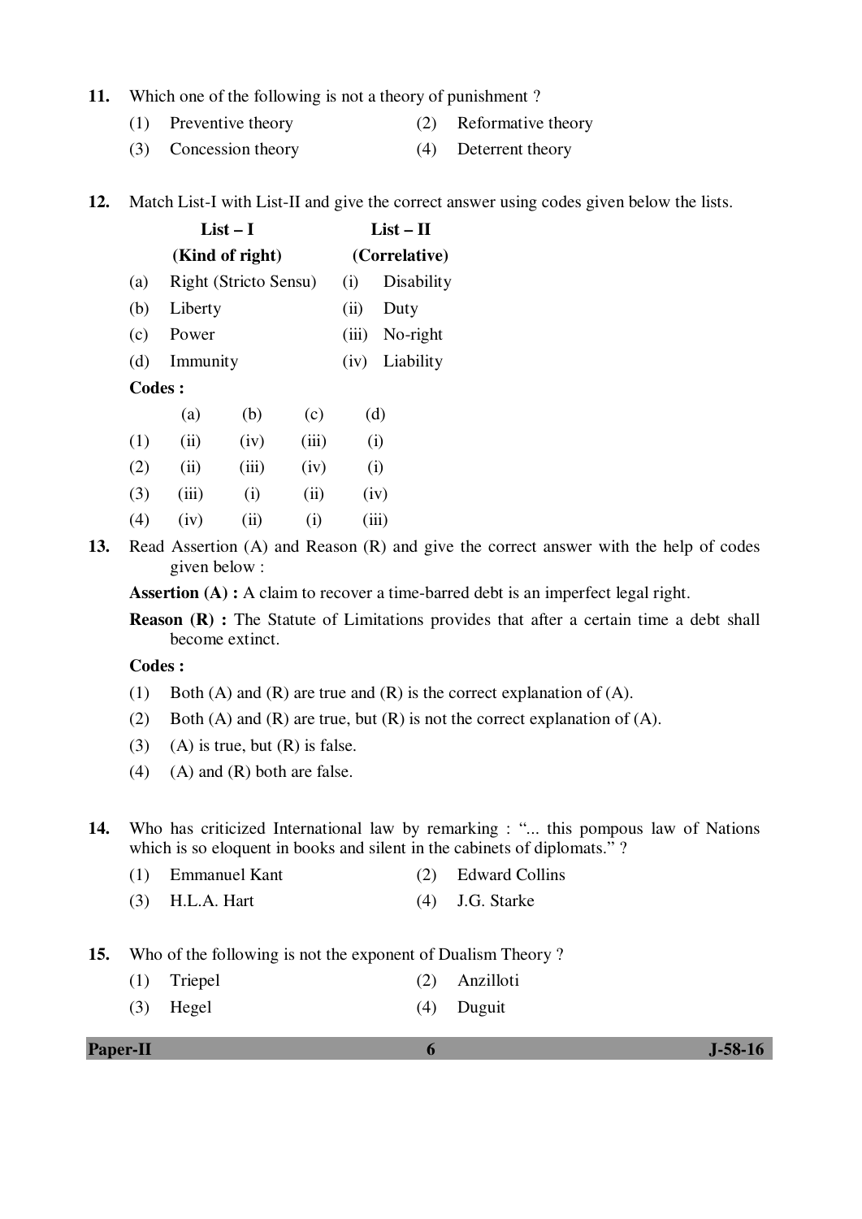**11.** Which one of the following is not a theory of punishment ?

(1) Preventive theory (2) Reformative theory

(3) Concession theory (4) Deterrent theory

**12.** Match List-I with List-II and give the correct answer using codes given below the lists.

| | List – I (Kind of right) | | List – II (Correlative) |
|---|---|---|---|
| (a) | Right (Stricto Sensu) | (i) | Disability |
| (b) | Liberty | (ii) | Duty |
| (c) | Power | (iii) | No-right |
| (d) | Immunity | (iv) | Liability |

**Codes :**

| | (a) | (b) | (c) | (d) |
|---|---|---|---|---|
| (1) | (ii) | (iv) | (iii) | (i) |
| (2) | (ii) | (iii) | (iv) | (i) |
| (3) | (iii) | (i) | (ii) | (iv) |
| (4) | (iv) | (ii) | (i) | (iii) |

**13.** Read Assertion (A) and Reason (R) and give the correct answer with the help of codes given below :

**Assertion (A) :** A claim to recover a time-barred debt is an imperfect legal right.

**Reason (R) :** The Statute of Limitations provides that after a certain time a debt shall become extinct.

**Codes :**

(1) Both (A) and (R) are true and (R) is the correct explanation of (A).

(2) Both (A) and (R) are true, but (R) is not the correct explanation of (A).

(3) (A) is true, but (R) is false.

(4) (A) and (R) both are false.

**14.** Who has criticized International law by remarking : "... this pompous law of Nations which is so eloquent in books and silent in the cabinets of diplomats." ?

(1) Emmanuel Kant (2) Edward Collins

(3) H.L.A. Hart (4) J.G. Starke

**15.** Who of the following is not the exponent of Dualism Theory ?

(1) Triepel (2) Anzilloti

(3) Hegel (4) Duguit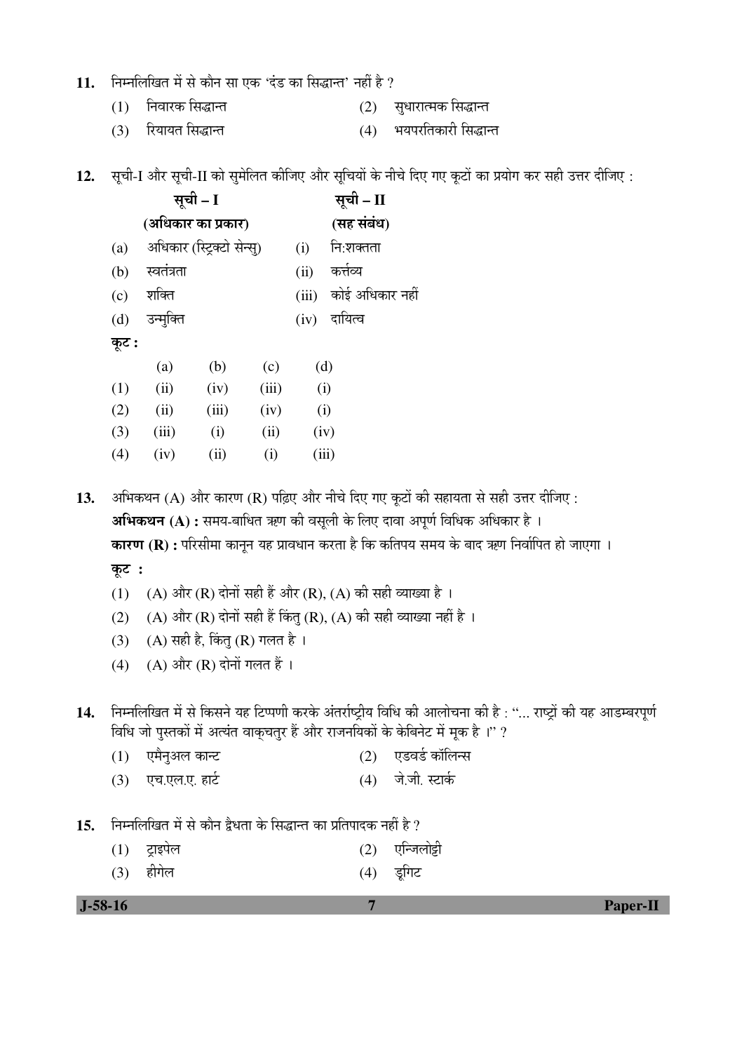11. निम्नलिखित में से कौन सा एक 'दंड का सिद्धान्त' नहीं है ?

(1) निवारक सिद्धान्त
(2) सुधारात्मक सिद्धान्त
(3) रियायत सिद्धान्त
(4) भयपरतिकारी सिद्धान्त

12. सूची-I और सूची-II को सुमेलित कीजिए और सूचियों के नीचे दिए गए कूटों का प्रयोग कर सही उत्तर दीजिए :

| | सूची – I (अधिकार का प्रकार) | | सूची – II (सह संबंध) |
|---|---|---|---|
| (a) | अधिकार (स्ट्रिक्टो सेन्सु) | (i) | नि:शक्तता |
| (b) | स्वतंत्रता | (ii) | कर्त्तव्य |
| (c) | शक्ति | (iii) | कोई अधिकार नहीं |
| (d) | उन्मुक्ति | (iv) | दायित्व |

**कूट :**

| | (a) | (b) | (c) | (d) |
|---|---|---|---|---|
| (1) | (ii) | (iv) | (iii) | (i) |
| (2) | (ii) | (iii) | (iv) | (i) |
| (3) | (iii) | (i) | (ii) | (iv) |
| (4) | (iv) | (ii) | (i) | (iii) |

13. अभिकथन (A) और कारण (R) पढ़िए और नीचे दिए गए कूटों की सहायता से सही उत्तर दीजिए :

**अभिकथन (A) :** समय-बाधित ऋण की वसूली के लिए दावा अपूर्ण विधिक अधिकार है ।

**कारण (R) :** परिसीमा कानून यह प्रावधान करता है कि कतिपय समय के बाद ऋण निर्वापित हो जाएगा ।

**कूट :**

(1) (A) और (R) दोनों सही हैं और (R), (A) की सही व्याख्या है ।
(2) (A) और (R) दोनों सही हैं किंतु (R), (A) की सही व्याख्या नहीं है ।
(3) (A) सही है, किंतु (R) गलत है ।
(4) (A) और (R) दोनों गलत हैं ।

14. निम्नलिखित में से किसने यह टिप्पणी करके अंतर्राष्ट्रीय विधि की आलोचना की है : "... राष्ट्रों की यह आडम्बरपूर्ण विधि जो पुस्तकों में अत्यंत वाक्चतुर हैं और राजनयिकों के केबिनेट में मूक है ।" ?

(1) एमैनुअल कान्ट
(2) एडवर्ड कॉलिन्स
(3) एच.एल.ए. हार्ट
(4) जे.जी. स्टार्क

15. निम्नलिखित में से कौन द्वैधता के सिद्धान्त का प्रतिपादक नहीं है ?

(1) ट्राइपेल
(2) एन्जिलोट्टी
(3) हीगेल
(4) डूगिट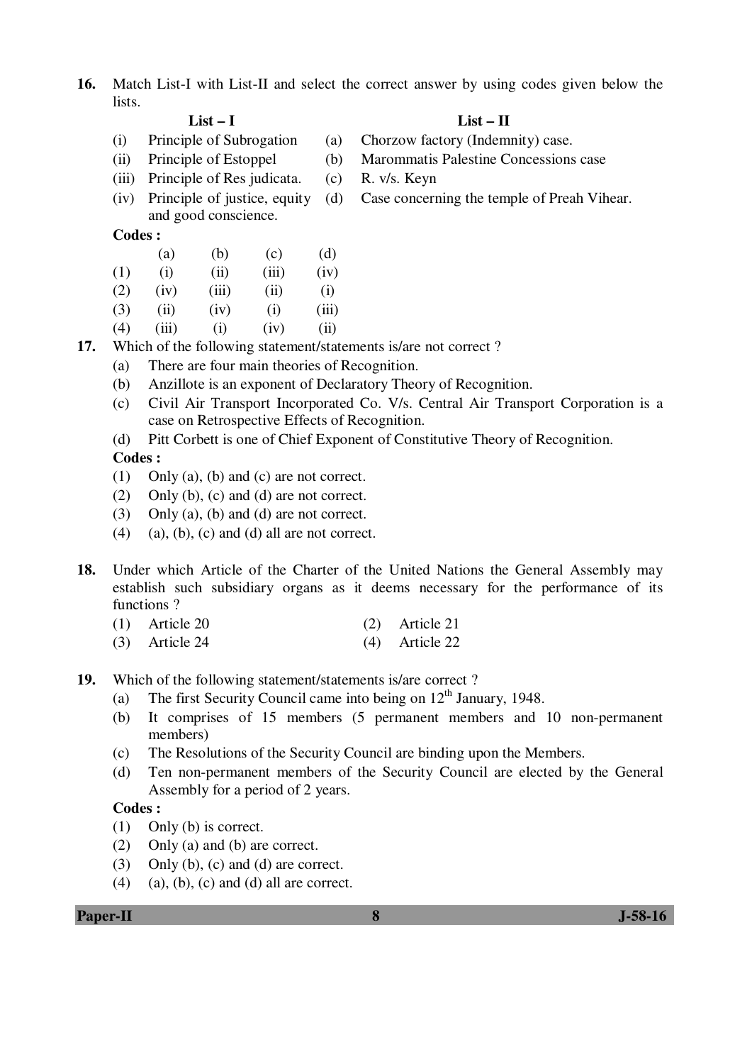16. Match List-I with List-II and select the correct answer by using codes given below the lists.

| | List – I | | List – II |
|---|---|---|---|
| (i) | Principle of Subrogation | (a) | Chorzow factory (Indemnity) case. |
| (ii) | Principle of Estoppel | (b) | Marommatis Palestine Concessions case |
| (iii) | Principle of Res judicata. | (c) | R. v/s. Keyn |
| (iv) | Principle of justice, equity and good conscience. | (d) | Case concerning the temple of Preah Vihear. |

**Codes :**

| | (a) | (b) | (c) | (d) |
|---|---|---|---|---|
| (1) | (i) | (ii) | (iii) | (iv) |
| (2) | (iv) | (iii) | (ii) | (i) |
| (3) | (ii) | (iv) | (i) | (iii) |
| (4) | (iii) | (i) | (iv) | (ii) |

17. Which of the following statement/statements is/are not correct ?

(a) There are four main theories of Recognition.

(b) Anzillote is an exponent of Declaratory Theory of Recognition.

(c) Civil Air Transport Incorporated Co. V/s. Central Air Transport Corporation is a case on Retrospective Effects of Recognition.

(d) Pitt Corbett is one of Chief Exponent of Constitutive Theory of Recognition.

**Codes :**

(1) Only (a), (b) and (c) are not correct.

(2) Only (b), (c) and (d) are not correct.

(3) Only (a), (b) and (d) are not correct.

(4) (a), (b), (c) and (d) all are not correct.

18. Under which Article of the Charter of the United Nations the General Assembly may establish such subsidiary organs as it deems necessary for the performance of its functions ?

(1) Article 20
(2) Article 21
(3) Article 24
(4) Article 22

19. Which of the following statement/statements is/are correct ?

(a) The first Security Council came into being on 12th January, 1948.

(b) It comprises of 15 members (5 permanent members and 10 non-permanent members)

(c) The Resolutions of the Security Council are binding upon the Members.

(d) Ten non-permanent members of the Security Council are elected by the General Assembly for a period of 2 years.

**Codes :**

(1) Only (b) is correct.

(2) Only (a) and (b) are correct.

(3) Only (b), (c) and (d) are correct.

(4) (a), (b), (c) and (d) all are correct.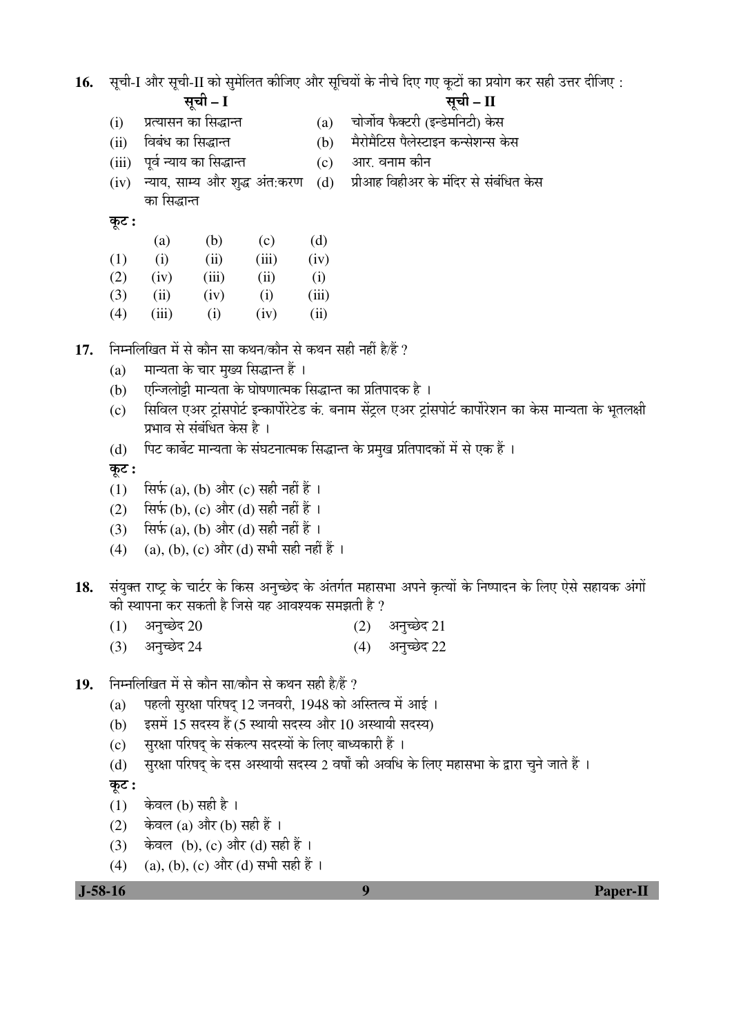**16.** सूची-I और सूची-II को सुमेलित कीजिए और सूचियों के नीचे दिए गए कूटों का प्रयोग कर सही उत्तर दीजिए :

| | सूची – I | | सूची – II |
|---|---|---|---|
| (i) | प्रत्यासन का सिद्धान्त | (a) | चोर्जोव फैक्टरी (इन्डेमनिटी) केस |
| (ii) | विबंध का सिद्धान्त | (b) | मैरोमैटिस पैलेस्टाइन कन्सेशन्स केस |
| (iii) | पूर्व न्याय का सिद्धान्त | (c) | आर. वनाम कीन |
| (iv) | न्याय, साम्य और शुद्ध अंत:करण का सिद्धान्त | (d) | प्रीआह विहीअर के मंदिर से संबंधित केस |

**कूट :**

| | (a) | (b) | (c) | (d) |
|---|---|---|---|---|
| (1) | (i) | (ii) | (iii) | (iv) |
| (2) | (iv) | (iii) | (ii) | (i) |
| (3) | (ii) | (iv) | (i) | (iii) |
| (4) | (iii) | (i) | (iv) | (ii) |

**17.** निम्नलिखित में से कौन सा कथन/कौन से कथन सही नहीं है/हैं ?

(a) मान्यता के चार मुख्य सिद्धान्त हैं ।

(b) एन्जिलोट्टी मान्यता के घोषणात्मक सिद्धान्त का प्रतिपादक है ।

(c) सिविल एअर ट्रांसपोर्ट इन्कार्पोरेटेड कं. बनाम सेंट्रल एअर ट्रांसपोर्ट कार्पोरेशन का केस मान्यता के भूतलक्षी प्रभाव से संबंधित केस है ।

(d) पिट कार्बेट मान्यता के संघटनात्मक सिद्धान्त के प्रमुख प्रतिपादकों में से एक हैं ।

**कूट :**

(1) सिर्फ (a), (b) और (c) सही नहीं हैं ।

(2) सिर्फ (b), (c) और (d) सही नहीं हैं ।

(3) सिर्फ (a), (b) और (d) सही नहीं हैं ।

(4) (a), (b), (c) और (d) सभी सही नहीं हैं ।

**18.** संयुक्त राष्ट्र के चार्टर के किस अनुच्छेद के अंतर्गत महासभा अपने कृत्यों के निष्पादन के लिए ऐसे सहायक अंगों की स्थापना कर सकती है जिसे यह आवश्यक समझती है ?

(1) अनुच्छेद 20

(2) अनुच्छेद 21

(3) अनुच्छेद 24

(4) अनुच्छेद 22

**19.** निम्नलिखित में से कौन सा/कौन से कथन सही है/हैं ?

(a) पहली सुरक्षा परिषद् 12 जनवरी, 1948 को अस्तित्व में आई ।

(b) इसमें 15 सदस्य हैं (5 स्थायी सदस्य और 10 अस्थायी सदस्य)

(c) सुरक्षा परिषद् के संकल्प सदस्यों के लिए बाध्यकारी हैं ।

(d) सुरक्षा परिषद् के दस अस्थायी सदस्य 2 वर्षों की अवधि के लिए महासभा के द्वारा चुने जाते हैं ।

**कूट :**

(1) केवल (b) सही है ।

(2) केवल (a) और (b) सही हैं ।

(3) केवल (b), (c) और (d) सही हैं ।

(4) (a), (b), (c) और (d) सभी सही हैं ।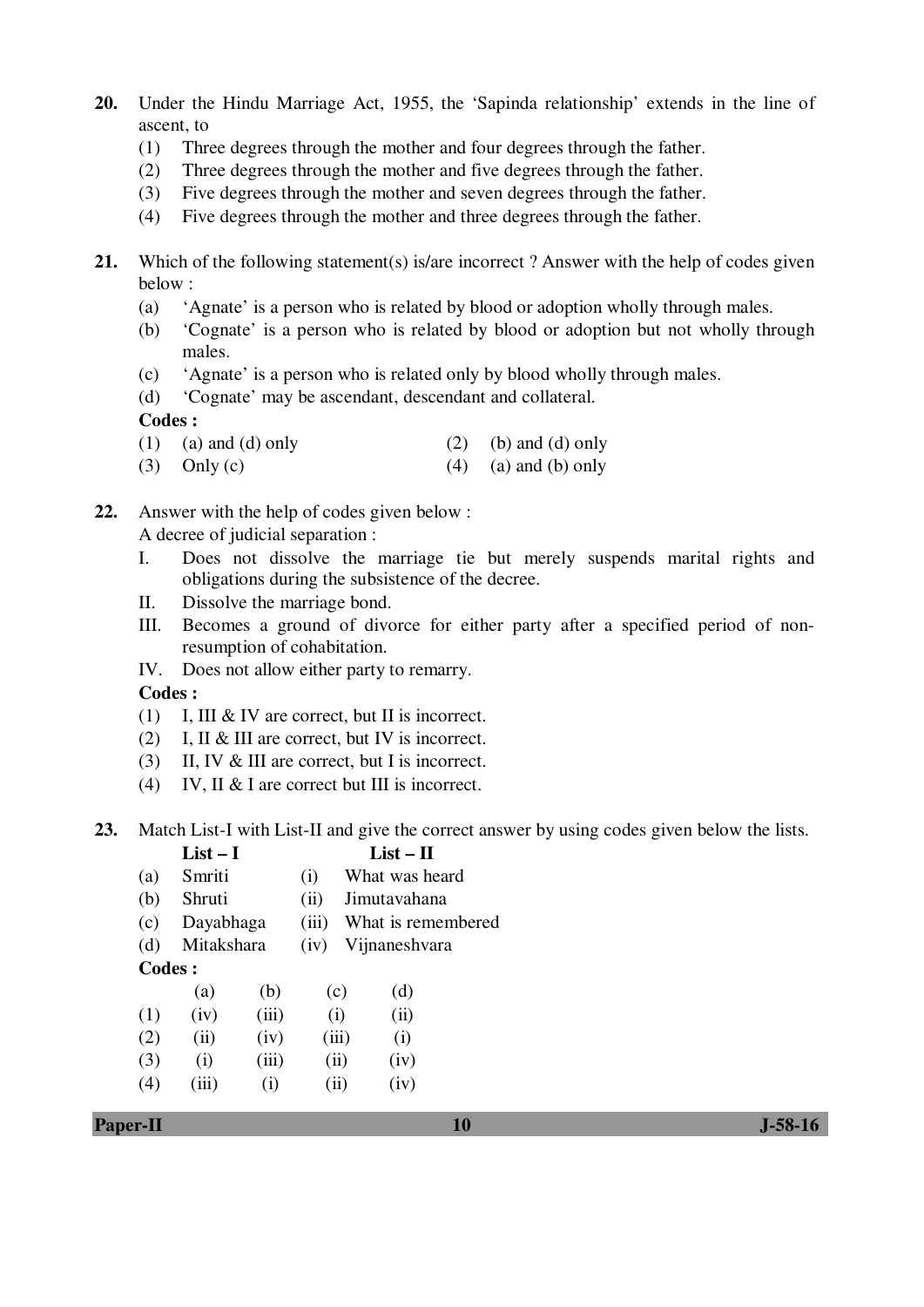20. Under the Hindu Marriage Act, 1955, the 'Sapinda relationship' extends in the line of ascent, to

(1) Three degrees through the mother and four degrees through the father.
(2) Three degrees through the mother and five degrees through the father.
(3) Five degrees through the mother and seven degrees through the father.
(4) Five degrees through the mother and three degrees through the father.

21. Which of the following statement(s) is/are incorrect ? Answer with the help of codes given below :

(a) 'Agnate' is a person who is related by blood or adoption wholly through males.
(b) 'Cognate' is a person who is related by blood or adoption but not wholly through males.
(c) 'Agnate' is a person who is related only by blood wholly through males.
(d) 'Cognate' may be ascendant, descendant and collateral.

**Codes :**

(1) (a) and (d) only
(2) (b) and (d) only
(3) Only (c)
(4) (a) and (b) only

22. Answer with the help of codes given below :

A decree of judicial separation :

I. Does not dissolve the marriage tie but merely suspends marital rights and obligations during the subsistence of the decree.
II. Dissolve the marriage bond.
III. Becomes a ground of divorce for either party after a specified period of non-resumption of cohabitation.
IV. Does not allow either party to remarry.

**Codes :**

(1) I, III & IV are correct, but II is incorrect.
(2) I, II & III are correct, but IV is incorrect.
(3) II, IV & III are correct, but I is incorrect.
(4) IV, II & I are correct but III is incorrect.

23. Match List-I with List-II and give the correct answer by using codes given below the lists.

| | List – I | | List – II |
|---|---|---|---|
| (a) | Smriti | (i) | What was heard |
| (b) | Shruti | (ii) | Jimutavahana |
| (c) | Dayabhaga | (iii) | What is remembered |
| (d) | Mitakshara | (iv) | Vijnaneshvara |

**Codes :**

| | (a) | (b) | (c) | (d) |
|---|---|---|---|---|
| (1) | (iv) | (iii) | (i) | (ii) |
| (2) | (ii) | (iv) | (iii) | (i) |
| (3) | (i) | (iii) | (ii) | (iv) |
| (4) | (iii) | (i) | (ii) | (iv) |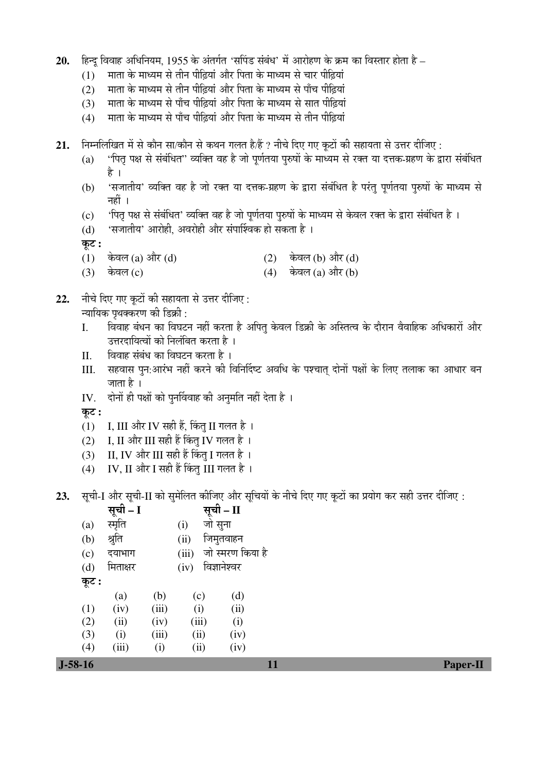20. हिन्दू विवाह अधिनियम, 1955 के अंतर्गत 'सपिंड संबंध' में आरोहण के क्रम का विस्तार होता है –

(1) माता के माध्यम से तीन पीढ़ियां और पिता के माध्यम से चार पीढ़ियां
(2) माता के माध्यम से तीन पीढ़ियां और पिता के माध्यम से पाँच पीढ़ियां
(3) माता के माध्यम से पाँच पीढ़ियां और पिता के माध्यम से सात पीढ़ियां
(4) माता के माध्यम से पाँच पीढ़ियां और पिता के माध्यम से तीन पीढ़ियां

21. निम्नलिखित में से कौन सा/कौन से कथन गलत है/हैं ? नीचे दिए गए कूटों की सहायता से उत्तर दीजिए :

(a) "पितृ पक्ष से संबंधित" व्यक्ति वह है जो पूर्णतया पुरुषों के माध्यम से रक्त या दत्तक-ग्रहण के द्वारा संबंधित है ।
(b) 'सजातीय' व्यक्ति वह है जो रक्त या दत्तक-ग्रहण के द्वारा संबंधित है परंतु पूर्णतया पुरुषों के माध्यम से नहीं ।
(c) 'पितृ पक्ष से संबंधित' व्यक्ति वह है जो पूर्णतया पुरुषों के माध्यम से केवल रक्त के द्वारा संबंधित है ।
(d) 'सजातीय' आरोही, अवरोही और संपार्श्विक हो सकता है ।

**कूट :**

(1) केवल (a) और (d)
(2) केवल (b) और (d)
(3) केवल (c)
(4) केवल (a) और (b)

22. नीचे दिए गए कूटों की सहायता से उत्तर दीजिए :
न्यायिक पृथक्करण की डिक्री :

I. विवाह बंधन का विघटन नहीं करता है अपितु केवल डिक्री के अस्तित्व के दौरान वैवाहिक अधिकारों और उत्तरदायित्वों को निलंबित करता है ।
II. विवाह संबंध का विघटन करता है ।
III. सहवास पुन:आरंभ नहीं करने की विनिर्दिष्ट अवधि के पश्चात् दोनों पक्षों के लिए तलाक का आधार बन जाता है ।
IV. दोनों ही पक्षों को पुनर्विवाह की अनुमति नहीं देता है ।

**कूट :**

(1) I, III और IV सही हैं, किंतु II गलत है ।
(2) I, II और III सही हैं किंतु IV गलत है ।
(3) II, IV और III सही हैं किंतु I गलत है ।
(4) IV, II और I सही हैं किंतु III गलत है ।

23. सूची-I और सूची-II को सुमेलित कीजिए और सूचियों के नीचे दिए गए कूटों का प्रयोग कर सही उत्तर दीजिए :

| | **सूची – I** | | **सूची – II** |
|---|---|---|---|
| (a) | स्मृति | (i) | जो सुना |
| (b) | श्रुति | (ii) | जिमुतवाहन |
| (c) | दयाभाग | (iii) | जो स्मरण किया है |
| (d) | मिताक्षर | (iv) | विज्ञानेश्वर |

**कूट :**

| | (a) | (b) | (c) | (d) |
|---|---|---|---|---|
| (1) | (iv) | (iii) | (i) | (ii) |
| (2) | (ii) | (iv) | (iii) | (i) |
| (3) | (i) | (iii) | (ii) | (iv) |
| (4) | (iii) | (i) | (ii) | (iv) |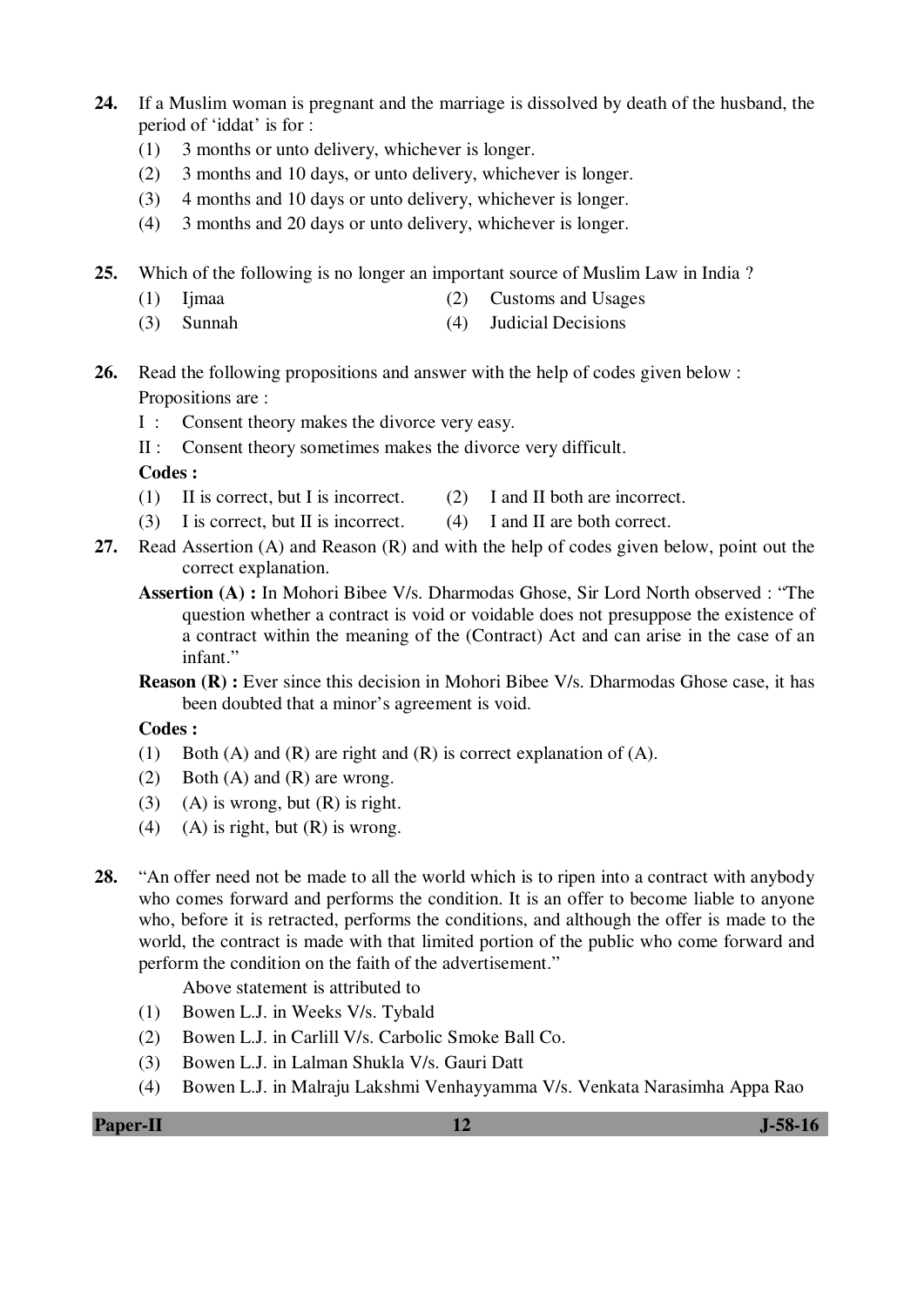**24.** If a Muslim woman is pregnant and the marriage is dissolved by death of the husband, the period of 'iddat' is for :

(1) 3 months or unto delivery, whichever is longer.

(2) 3 months and 10 days, or unto delivery, whichever is longer.

(3) 4 months and 10 days or unto delivery, whichever is longer.

(4) 3 months and 20 days or unto delivery, whichever is longer.

**25.** Which of the following is no longer an important source of Muslim Law in India ?

(1) Ijmaa

(2) Customs and Usages

(3) Sunnah

(4) Judicial Decisions

**26.** Read the following propositions and answer with the help of codes given below :

Propositions are :

I : Consent theory makes the divorce very easy.

II : Consent theory sometimes makes the divorce very difficult.

**Codes :**

(1) II is correct, but I is incorrect.

(2) I and II both are incorrect.

(3) I is correct, but II is incorrect.

(4) I and II are both correct.

**27.** Read Assertion (A) and Reason (R) and with the help of codes given below, point out the correct explanation.

**Assertion (A) :** In Mohori Bibee V/s. Dharmodas Ghose, Sir Lord North observed : "The question whether a contract is void or voidable does not presuppose the existence of a contract within the meaning of the (Contract) Act and can arise in the case of an infant."

**Reason (R) :** Ever since this decision in Mohori Bibee V/s. Dharmodas Ghose case, it has been doubted that a minor's agreement is void.

**Codes :**

(1) Both (A) and (R) are right and (R) is correct explanation of (A).

(2) Both (A) and (R) are wrong.

(3) (A) is wrong, but (R) is right.

(4) (A) is right, but (R) is wrong.

**28.** "An offer need not be made to all the world which is to ripen into a contract with anybody who comes forward and performs the condition. It is an offer to become liable to anyone who, before it is retracted, performs the conditions, and although the offer is made to the world, the contract is made with that limited portion of the public who come forward and perform the condition on the faith of the advertisement."

Above statement is attributed to

(1) Bowen L.J. in Weeks V/s. Tybald

(2) Bowen L.J. in Carlill V/s. Carbolic Smoke Ball Co.

(3) Bowen L.J. in Lalman Shukla V/s. Gauri Datt

(4) Bowen L.J. in Malraju Lakshmi Venhayyamma V/s. Venkata Narasimha Appa Rao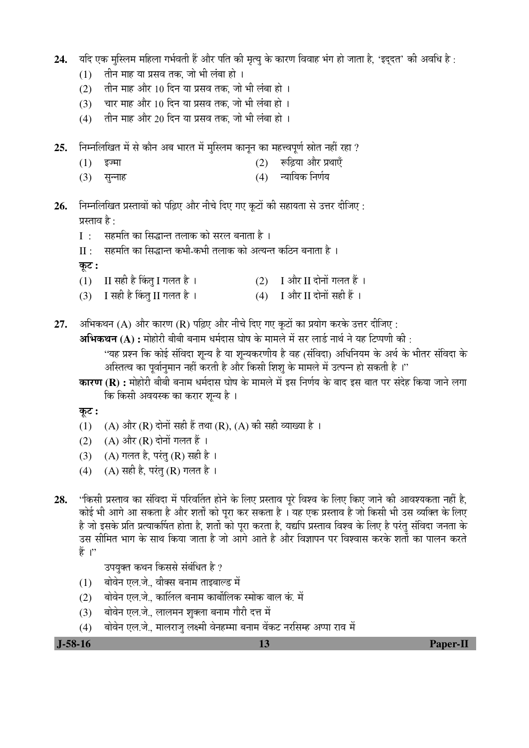24. यदि एक मुस्लिम महिला गर्भवती हैं और पति की मृत्यु के कारण विवाह भंग हो जाता है, 'इद्दत' की अवधि है :

(1) तीन माह या प्रसव तक, जो भी लंबा हो ।
(2) तीन माह और 10 दिन या प्रसव तक, जो भी लंबा हो ।
(3) चार माह और 10 दिन या प्रसव तक, जो भी लंबा हो ।
(4) तीन माह और 20 दिन या प्रसव तक, जो भी लंबा हो ।

25. निम्नलिखित में से कौन अब भारत में मुस्लिम कानून का महत्त्वपूर्ण स्रोत नहीं रहा ?

(1) इज्मा
(2) रूढ़िया और प्रथाएँ
(3) सुन्नाह
(4) न्यायिक निर्णय

26. निम्नलिखित प्रस्तावों को पढ़िए और नीचे दिए गए कूटों की सहायता से उत्तर दीजिए :

प्रस्ताव है :

I : सहमति का सिद्धान्त तलाक को सरल बनाता है ।

II : सहमति का सिद्धान्त कभी-कभी तलाक को अत्यन्त कठिन बनाता है ।

**कूट :**

(1) II सही है किंतु I गलत है ।
(2) I और II दोनों गलत हैं ।
(3) I सही है किंतु II गलत है ।
(4) I और II दोनों सही हैं ।

27. अभिकथन (A) और कारण (R) पढ़िए और नीचे दिए गए कूटों का प्रयोग करके उत्तर दीजिए :

**अभिकथन (A) :** मोहोरी बीबी बनाम धर्मदास घोष के मामले में सर लार्ड नार्थ ने यह टिप्पणी की :

"यह प्रश्न कि कोई संविदा शून्य है या शून्यकरणीय है वह (संविदा) अधिनियम के अर्थ के भीतर संविदा के अस्तित्व का पूर्वानुमान नहीं करती है और किसी शिशु के मामले में उत्पन्न हो सकती है ।"

**कारण (R) :** मोहोरी बीबी बनाम धर्मदास घोष के मामले में इस निर्णय के बाद इस बात पर संदेह किया जाने लगा कि किसी अवयस्क का करार शून्य है ।

**कूट :**

(1) (A) और (R) दोनों सही हैं तथा (R), (A) की सही व्याख्या है ।
(2) (A) और (R) दोनों गलत हैं ।
(3) (A) गलत है, परंतु (R) सही है ।
(4) (A) सही है, परंतु (R) गलत है ।

28. "किसी प्रस्ताव का संविदा में परिवर्तित होने के लिए प्रस्ताव पूरे विश्व के लिए किए जाने की आवश्यकता नहीं है, कोई भी आगे आ सकता है और शर्तों को पूरा कर सकता है । यह एक प्रस्ताव है जो किसी भी उस व्यक्ति के लिए है जो इसके प्रति प्रत्याकर्षित होता है, शर्तो को पूरा करता है, यद्यपि प्रस्ताव विश्व के लिए है परंतु संविदा जनता के उस सीमित भाग के साथ किया जाता है जो आगे आते है और विज्ञापन पर विश्वास करके शर्तो का पालन करते हैं ।"

उपयुक्त कथन किससे संबंधित है ?

(1) बोवेन एल.जे., वीक्स बनाम ताइबाल्ड में
(2) बोवेन एल.जे., कार्लिल बनाम कार्बोलिक स्मोक बाल कं. में
(3) बोवेन एल.जे., लालमन शुक्ला बनाम गौरी दत्त में
(4) बोवेन एल.जे., मालराजु लक्ष्मी वेनहम्मा बनाम वेंकट नरसिम्ह अप्पा राव में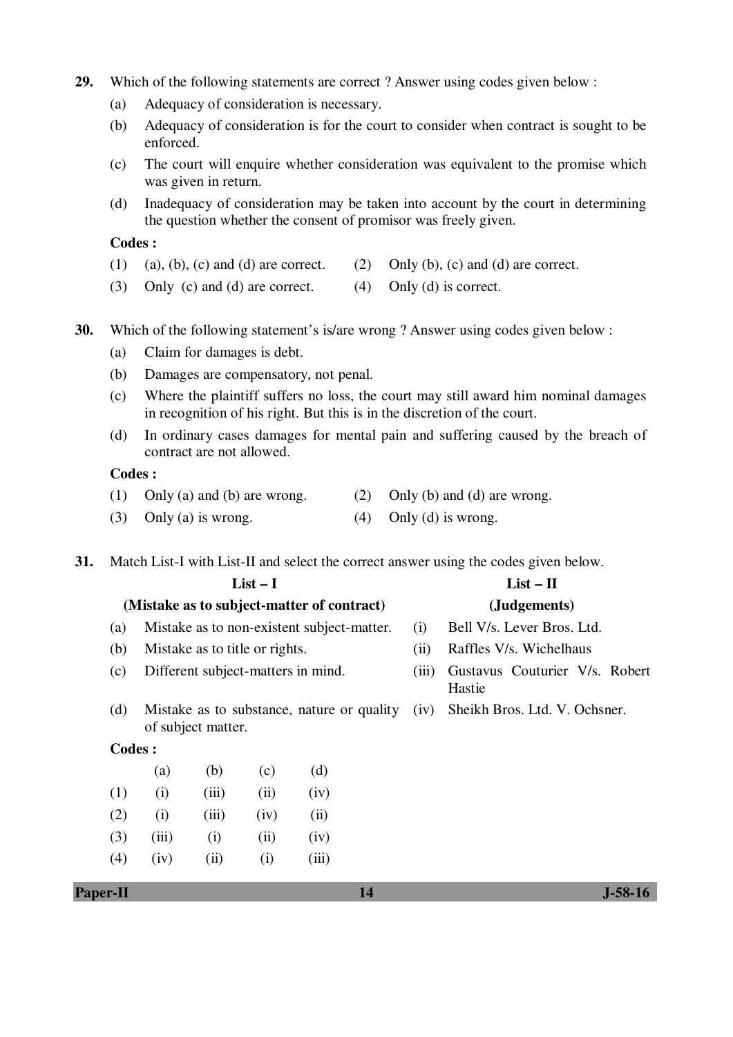**29.** Which of the following statements are correct ? Answer using codes given below :

(a) Adequacy of consideration is necessary.

(b) Adequacy of consideration is for the court to consider when contract is sought to be enforced.

(c) The court will enquire whether consideration was equivalent to the promise which was given in return.

(d) Inadequacy of consideration may be taken into account by the court in determining the question whether the consent of promisor was freely given.

**Codes :**

(1) (a), (b), (c) and (d) are correct. (2) Only (b), (c) and (d) are correct.

(3) Only (c) and (d) are correct. (4) Only (d) is correct.

**30.** Which of the following statement's is/are wrong ? Answer using codes given below :

(a) Claim for damages is debt.

(b) Damages are compensatory, not penal.

(c) Where the plaintiff suffers no loss, the court may still award him nominal damages in recognition of his right. But this is in the discretion of the court.

(d) In ordinary cases damages for mental pain and suffering caused by the breach of contract are not allowed.

**Codes :**

(1) Only (a) and (b) are wrong. (2) Only (b) and (d) are wrong.

(3) Only (a) is wrong. (4) Only (d) is wrong.

**31.** Match List-I with List-II and select the correct answer using the codes given below.

| | List – I (Mistake as to subject-matter of contract) | | List – II (Judgements) |
|---|---|---|---|
| (a) | Mistake as to non-existent subject-matter. | (i) | Bell V/s. Lever Bros. Ltd. |
| (b) | Mistake as to title or rights. | (ii) | Raffles V/s. Wichelhaus |
| (c) | Different subject-matters in mind. | (iii) | Gustavus Couturier V/s. Robert Hastie |
| (d) | Mistake as to substance, nature or quality of subject matter. | (iv) | Sheikh Bros. Ltd. V. Ochsner. |

**Codes :**

| | (a) | (b) | (c) | (d) |
|---|---|---|---|---|
| (1) | (i) | (iii) | (ii) | (iv) |
| (2) | (i) | (iii) | (iv) | (ii) |
| (3) | (iii) | (i) | (ii) | (iv) |
| (4) | (iv) | (ii) | (i) | (iii) |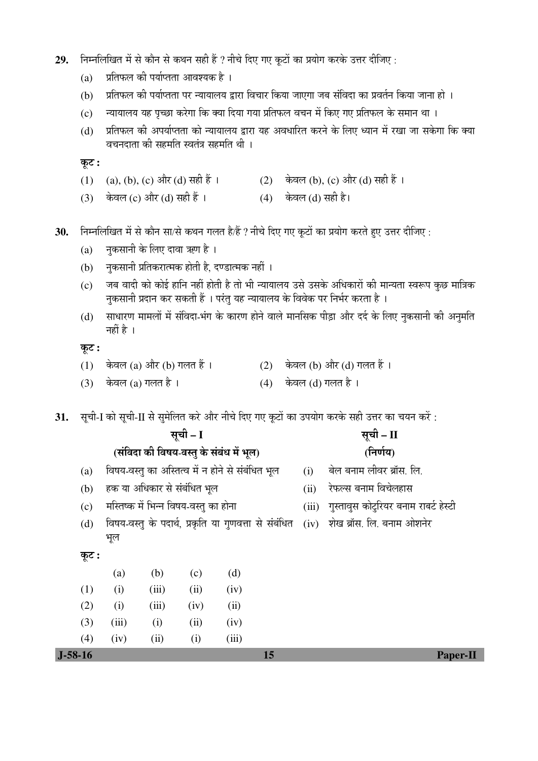**29.** निम्नलिखित में से कौन से कथन सही हैं ? नीचे दिए गए कूटों का प्रयोग करके उत्तर दीजिए :

(a) प्रतिफल की पर्याप्तता आवश्यक है ।

(b) प्रतिफल की पर्याप्तता पर न्यायालय द्वारा विचार किया जाएगा जब संविदा का प्रवर्तन किया जाना हो ।

(c) न्यायालय यह पृच्छा करेगा कि क्या दिया गया प्रतिफल वचन में किए गए प्रतिफल के समान था ।

(d) प्रतिफल की अपर्याप्तता को न्यायालय द्वारा यह अवधारित करने के लिए ध्यान में रखा जा सकेगा कि क्या वचनदाता की सहमति स्वतंत्र सहमति थी ।

**कूट :**

(1) (a), (b), (c) और (d) सही हैं ।
(2) केवल (b), (c) और (d) सही हैं ।
(3) केवल (c) और (d) सही हैं ।
(4) केवल (d) सही है।

**30.** निम्नलिखित में से कौन सा/से कथन गलत है/हैं ? नीचे दिए गए कूटों का प्रयोग करते हुए उत्तर दीजिए :

(a) नुकसानी के लिए दावा ऋण है ।

(b) नुकसानी प्रतिकरात्मक होती है, दण्डात्मक नहीं ।

(c) जब वादी को कोई हानि नहीं होती है तो भी न्यायालय उसे उसके अधिकारों की मान्यता स्वरूप कुछ मात्रिक नुकसानी प्रदान कर सकती हैं । परंतु यह न्यायालय के विवेक पर निर्भर करता है ।

(d) साधारण मामलों में संविदा-भंग के कारण होने वाले मानसिक पीड़ा और दर्द के लिए नुकसानी की अनुमति नहीं है ।

**कूट :**

(1) केवल (a) और (b) गलत हैं ।
(2) केवल (b) और (d) गलत हैं ।
(3) केवल (a) गलत है ।
(4) केवल (d) गलत है ।

**31.** सूची-I को सूची-II से सुमेलित करे और नीचे दिए गए कूटों का उपयोग करके सही उत्तर का चयन करें :

| | सूची – I<br>(संविदा की विषय-वस्तु के संबंध में भूल) | | सूची – II<br>(निर्णय) |
|---|---|---|---|
| (a) | विषय-वस्तु का अस्तित्व में न होने से संबंधित भूल | (i) | बेल बनाम लीवर ब्रॉस. लि. |
| (b) | हक या अधिकार से संबंधित भूल | (ii) | रेफल्स बनाम विचेलहास |
| (c) | मस्तिष्क में भिन्न विषय-वस्तु का होना | (iii) | गुस्तावुस कोटुरियर बनाम राबर्ट हेस्टी |
| (d) | विषय-वस्तु के पदार्थ, प्रकृति या गुणवत्ता से संबंधित भूल | (iv) | शेख ब्रॉस. लि. बनाम ओशनेर |

**कूट :**

| | (a) | (b) | (c) | (d) |
|---|---|---|---|---|
| (1) | (i) | (iii) | (ii) | (iv) |
| (2) | (i) | (iii) | (iv) | (ii) |
| (3) | (iii) | (i) | (ii) | (iv) |
| (4) | (iv) | (ii) | (i) | (iii) |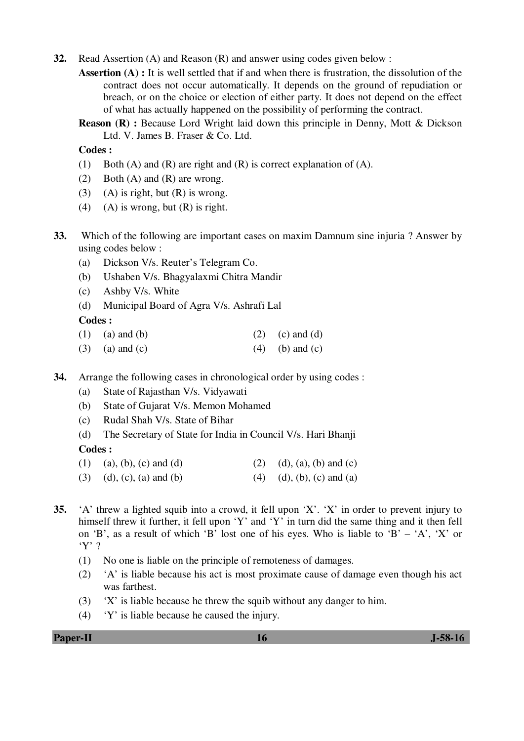32. Read Assertion (A) and Reason (R) and answer using codes given below :

**Assertion (A) :** It is well settled that if and when there is frustration, the dissolution of the contract does not occur automatically. It depends on the ground of repudiation or breach, or on the choice or election of either party. It does not depend on the effect of what has actually happened on the possibility of performing the contract.

**Reason (R) :** Because Lord Wright laid down this principle in Denny, Mott & Dickson Ltd. V. James B. Fraser & Co. Ltd.

**Codes :**

(1) Both (A) and (R) are right and (R) is correct explanation of (A).

(2) Both (A) and (R) are wrong.

(3) (A) is right, but (R) is wrong.

(4) (A) is wrong, but (R) is right.

33. Which of the following are important cases on maxim Damnum sine injuria ? Answer by using codes below :

(a) Dickson V/s. Reuter's Telegram Co.

(b) Ushaben V/s. Bhagyalaxmi Chitra Mandir

(c) Ashby V/s. White

(d) Municipal Board of Agra V/s. Ashrafi Lal

**Codes :**

(1) (a) and (b)

(2) (c) and (d)

(3) (a) and (c)

(4) (b) and (c)

34. Arrange the following cases in chronological order by using codes :

(a) State of Rajasthan V/s. Vidyawati

(b) State of Gujarat V/s. Memon Mohamed

(c) Rudal Shah V/s. State of Bihar

(d) The Secretary of State for India in Council V/s. Hari Bhanji

**Codes :**

(1) (a), (b), (c) and (d)

(2) (d), (a), (b) and (c)

(3) (d), (c), (a) and (b)

(4) (d), (b), (c) and (a)

35. 'A' threw a lighted squib into a crowd, it fell upon 'X'. 'X' in order to prevent injury to himself threw it further, it fell upon 'Y' and 'Y' in turn did the same thing and it then fell on 'B', as a result of which 'B' lost one of his eyes. Who is liable to 'B' – 'A', 'X' or 'Y' ?

(1) No one is liable on the principle of remoteness of damages.

(2) 'A' is liable because his act is most proximate cause of damage even though his act was farthest.

(3) 'X' is liable because he threw the squib without any danger to him.

(4) 'Y' is liable because he caused the injury.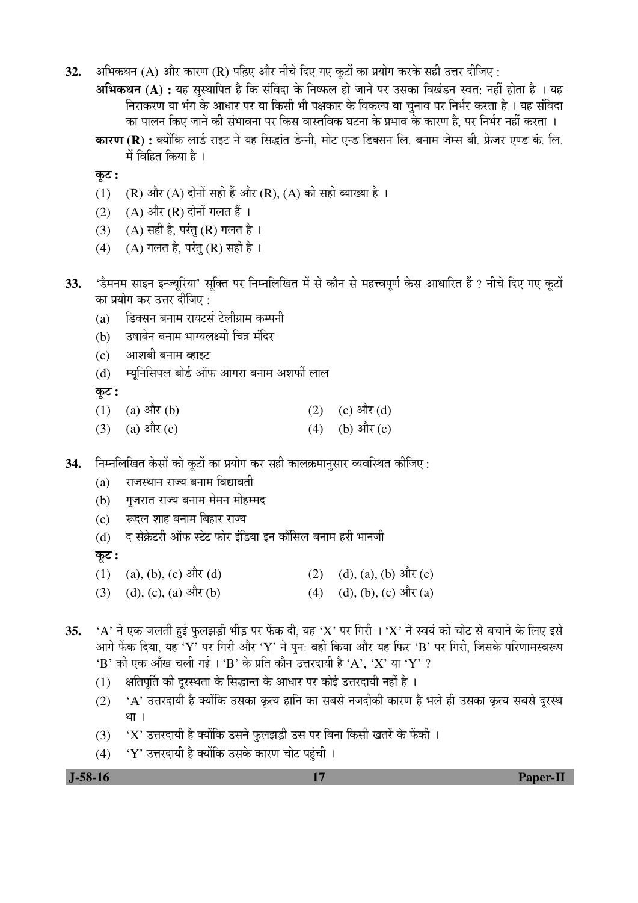**32.** अभिकथन (A) और कारण (R) पढ़िए और नीचे दिए गए कूटों का प्रयोग करके सही उत्तर दीजिए :

**अभिकथन (A) :** यह सुस्थापित है कि संविदा के निष्फल हो जाने पर उसका विखंडन स्वत: नहीं होता है । यह निराकरण या भंग के आधार पर या किसी भी पक्षकार के विकल्प या चुनाव पर निर्भर करता है । यह संविदा का पालन किए जाने की संभावना पर किस वास्तविक घटना के प्रभाव के कारण है, पर निर्भर नहीं करता ।

**कारण (R) :** क्योंकि लार्ड राइट ने यह सिद्धांत डेन्नी, मोट एन्ड डिक्सन लि. बनाम जेम्स बी. फ्रेजर एण्ड कं. लि. में विहित किया है ।

**कूट :**

(1) (R) और (A) दोनों सही हैं और (R), (A) की सही व्याख्या है ।

(2) (A) और (R) दोनों गलत हैं ।

(3) (A) सही है, परंतु (R) गलत है ।

(4) (A) गलत है, परंतु (R) सही है ।

**33.** 'डैमनम साइन इन्ज्यूरिया' सूक्ति पर निम्नलिखित में से कौन से महत्त्वपूर्ण केस आधारित हैं ? नीचे दिए गए कूटों का प्रयोग कर उत्तर दीजिए :

(a) डिक्सन बनाम रायटर्स टेलीग्राम कम्पनी

(b) उषाबेन बनाम भाग्यलक्ष्मी चित्र मंदिर

(c) आशबी बनाम व्हाइट

(d) म्यूनिसिपल बोर्ड ऑफ आगरा बनाम अशर्फी लाल

**कूट :**

(1) (a) और (b)

(2) (c) और (d)

(3) (a) और (c)

(4) (b) और (c)

**34.** निम्नलिखित केसों को कूटों का प्रयोग कर सही कालक्रमानुसार व्यवस्थित कीजिए :

(a) राजस्थान राज्य बनाम विद्यावती

(b) गुजरात राज्य बनाम मेमन मोहम्मद

(c) रूदल शाह बनाम बिहार राज्य

(d) द सेक्रेटरी ऑफ स्टेट फोर इंडिया इन कौंसिल बनाम हरी भानजी

**कूट :**

(1) (a), (b), (c) और (d)

(2) (d), (a), (b) और (c)

(3) (d), (c), (a) और (b)

(4) (d), (b), (c) और (a)

**35.** 'A' ने एक जलती हुई फुलझड़ी भीड़ पर फेंक दी, यह 'X' पर गिरी । 'X' ने स्वयं को चोट से बचाने के लिए इसे आगे फेंक दिया, यह 'Y' पर गिरी और 'Y' ने पुन: वही किया और यह फिर 'B' पर गिरी, जिसके परिणामस्वरूप 'B' की एक आँख चली गई । 'B' के प्रति कौन उत्तरदायी है 'A', 'X' या 'Y' ?

(1) क्षतिपूर्ति की दूरस्थता के सिद्धान्त के आधार पर कोई उत्तरदायी नहीं है ।

(2) 'A' उत्तरदायी है क्योंकि उसका कृत्य हानि का सबसे नजदीकी कारण है भले ही उसका कृत्य सबसे दूरस्थ था ।

(3) 'X' उत्तरदायी है क्योंकि उसने फुलझड़ी उस पर बिना किसी खतरें के फेंकी ।

(4) 'Y' उत्तरदायी है क्योंकि उसके कारण चोट पहुंची ।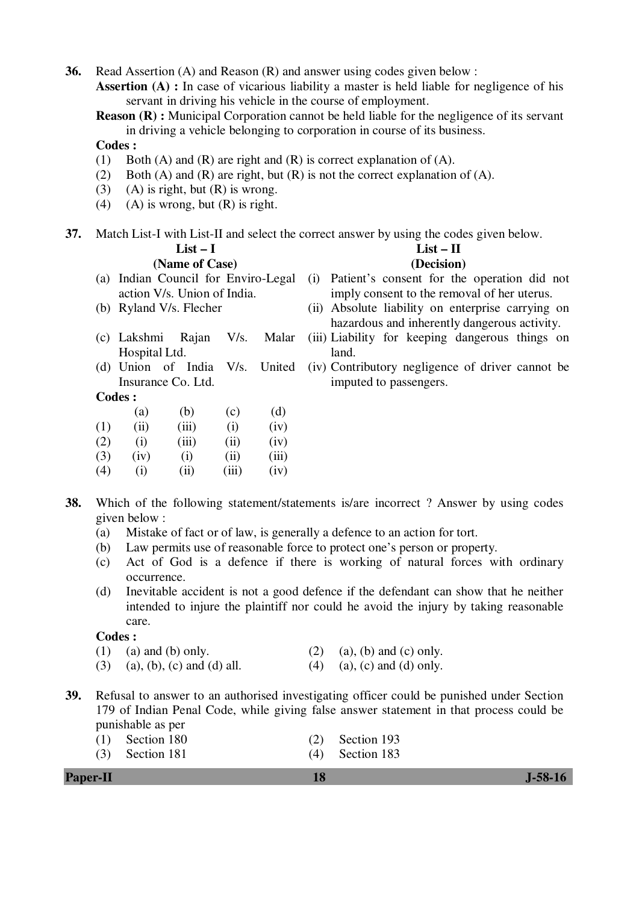**36.** Read Assertion (A) and Reason (R) and answer using codes given below :

**Assertion (A) :** In case of vicarious liability a master is held liable for negligence of his servant in driving his vehicle in the course of employment.

**Reason (R) :** Municipal Corporation cannot be held liable for the negligence of its servant in driving a vehicle belonging to corporation in course of its business.

**Codes :**

(1) Both (A) and (R) are right and (R) is correct explanation of (A).

(2) Both (A) and (R) are right, but (R) is not the correct explanation of (A).

(3) (A) is right, but (R) is wrong.

(4) (A) is wrong, but (R) is right.

**37.** Match List-I with List-II and select the correct answer by using the codes given below.

| List – I (Name of Case) | List – II (Decision) |
|---|---|
| (a) Indian Council for Enviro-Legal action V/s. Union of India. | (i) Patient's consent for the operation did not imply consent to the removal of her uterus. |
| (b) Ryland V/s. Flecher | (ii) Absolute liability on enterprise carrying on hazardous and inherently dangerous activity. |
| (c) Lakshmi Rajan V/s. Malar Hospital Ltd. | (iii) Liability for keeping dangerous things on land. |
| (d) Union of India V/s. United Insurance Co. Ltd. | (iv) Contributory negligence of driver cannot be imputed to passengers. |

**Codes :**

| | (a) | (b) | (c) | (d) |
|---|---|---|---|---|
| (1) | (ii) | (iii) | (i) | (iv) |
| (2) | (i) | (iii) | (ii) | (iv) |
| (3) | (iv) | (i) | (ii) | (iii) |
| (4) | (i) | (ii) | (iii) | (iv) |

**38.** Which of the following statement/statements is/are incorrect ? Answer by using codes given below :

(a) Mistake of fact or of law, is generally a defence to an action for tort.

(b) Law permits use of reasonable force to protect one's person or property.

(c) Act of God is a defence if there is working of natural forces with ordinary occurrence.

(d) Inevitable accident is not a good defence if the defendant can show that he neither intended to injure the plaintiff nor could he avoid the injury by taking reasonable care.

**Codes :**

(1) (a) and (b) only.

(2) (a), (b) and (c) only.

(3) (a), (b), (c) and (d) all.

(4) (a), (c) and (d) only.

**39.** Refusal to answer to an authorised investigating officer could be punished under Section 179 of Indian Penal Code, while giving false answer statement in that process could be punishable as per

(1) Section 180

(2) Section 193

(3) Section 181

(4) Section 183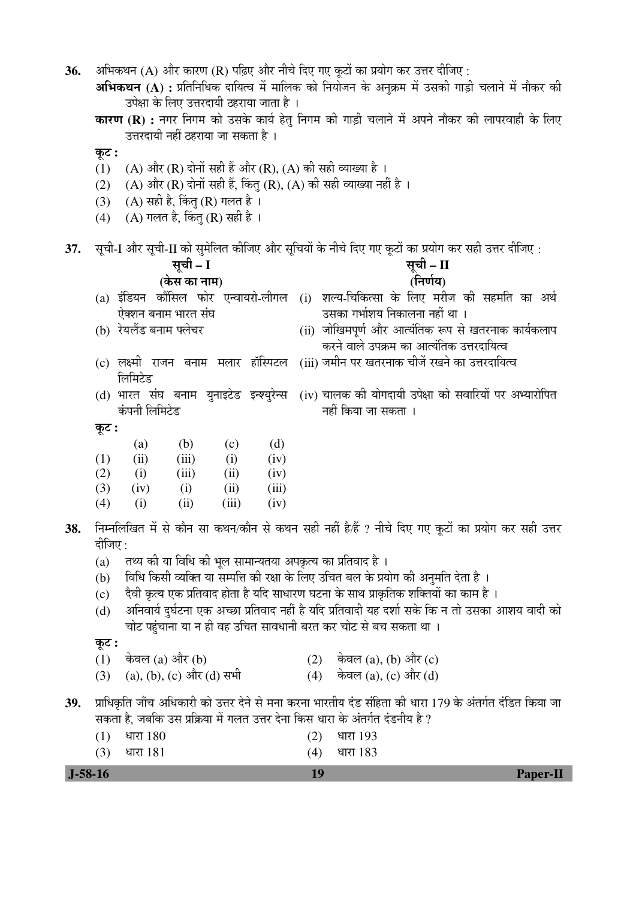**36.** अभिकथन (A) और कारण (R) पढ़िए और नीचे दिए गए कूटों का प्रयोग कर उत्तर दीजिए :

**अभिकथन (A) :** प्रतिनिधिक दायित्व में मालिक को नियोजन के अनुक्रम में उसकी गाड़ी चलाने में नौकर की उपेक्षा के लिए उत्तरदायी ठहराया जाता है ।

**कारण (R) :** नगर निगम को उसके कार्य हेतु निगम की गाड़ी चलाने में अपने नौकर की लापरवाही के लिए उत्तरदायी नहीं ठहराया जा सकता है ।

**कूट :**

(1) (A) और (R) दोनों सही हैं और (R), (A) की सही व्याख्या है ।

(2) (A) और (R) दोनों सही हैं, किंतु (R), (A) की सही व्याख्या नहीं है ।

(3) (A) सही है, किंतु (R) गलत है ।

(4) (A) गलत है, किंतु (R) सही है ।

**37.** सूची-I और सूची-II को सुमेलित कीजिए और सूचियों के नीचे दिए गए कूटों का प्रयोग कर सही उत्तर दीजिए :

| **सूची – I (केस का नाम)** | **सूची – II (निर्णय)** |
|---|---|
| (a) इंडियन कौंसिल फोर एन्वायरो-लीगल ऐक्शन बनाम भारत संघ | (i) शल्य-चिकित्सा के लिए मरीज की सहमति का अर्थ उसका गर्भाशय निकालना नहीं था । |
| (b) रेयलैंड बनाम फ्लेचर | (ii) जोखिमपूर्ण और आत्यंतिक रूप से खतरनाक कार्यकलाप करने वाले उपक्रम का आत्यंतिक उत्तरदायित्व |
| (c) लक्ष्मी राजन बनाम मलार हॉस्पिटल लिमिटेड | (iii) जमीन पर खतरनाक चीजें रखने का उत्तरदायित्व |
| (d) भारत संघ बनाम युनाइटेड इन्श्युरेन्स कंपनी लिमिटेड | (iv) चालक की योगदायी उपेक्षा को सवारियों पर अभ्यारोपित नहीं किया जा सकता । |

**कूट :**

| | (a) | (b) | (c) | (d) |
|---|---|---|---|---|
| (1) | (ii) | (iii) | (i) | (iv) |
| (2) | (i) | (iii) | (ii) | (iv) |
| (3) | (iv) | (i) | (ii) | (iii) |
| (4) | (i) | (ii) | (iii) | (iv) |

**38.** निम्नलिखित में से कौन सा कथन/कौन से कथन सही नहीं है/हैं ? नीचे दिए गए कूटों का प्रयोग कर सही उत्तर दीजिए :

(a) तथ्य की या विधि की भूल सामान्यतया अपकृत्य का प्रतिवाद है ।

(b) विधि किसी व्यक्ति या सम्पत्ति की रक्षा के लिए उचित बल के प्रयोग की अनुमति देता है ।

(c) दैवी कृत्य एक प्रतिवाद होता है यदि साधारण घटना के साथ प्राकृतिक शक्तियों का काम है ।

(d) अनिवार्य दुर्घटना एक अच्छा प्रतिवाद नहीं है यदि प्रतिवादी यह दर्शा सके कि न तो उसका आशय वादी को चोट पहुंचाना या न ही वह उचित सावधानी बरत कर चोट से बच सकता था ।

**कूट :**

(1) केवल (a) और (b)

(2) केवल (a), (b) और (c)

(3) (a), (b), (c) और (d) सभी

(4) केवल (a), (c) और (d)

**39.** प्राधिकृति जाँच अधिकारी को उत्तर देने से मना करना भारतीय दंड संहिता की धारा 179 के अंतर्गत दंडित किया जा सकता है, जबकि उस प्रक्रिया में गलत उत्तर देना किस धारा के अंतर्गत दंडनीय है ?

(1) धारा 180

(2) धारा 193

(3) धारा 181

(4) धारा 183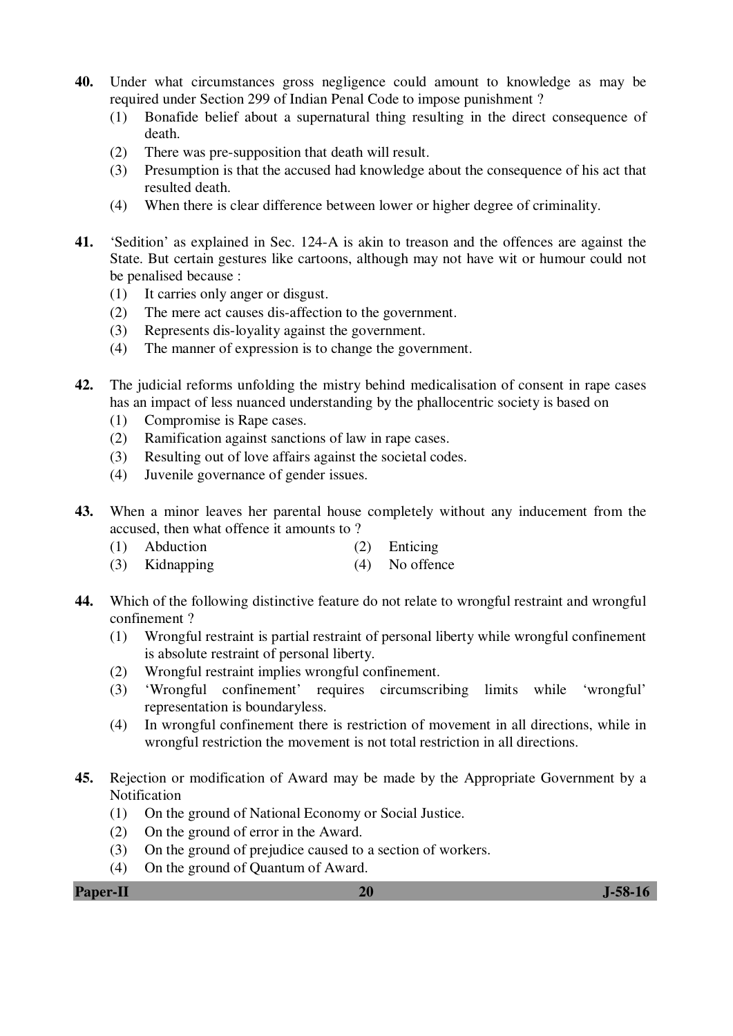40. Under what circumstances gross negligence could amount to knowledge as may be required under Section 299 of Indian Penal Code to impose punishment ?
   (1) Bonafide belief about a supernatural thing resulting in the direct consequence of death.
   (2) There was pre-supposition that death will result.
   (3) Presumption is that the accused had knowledge about the consequence of his act that resulted death.
   (4) When there is clear difference between lower or higher degree of criminality.

41. 'Sedition' as explained in Sec. 124-A is akin to treason and the offences are against the State. But certain gestures like cartoons, although may not have wit or humour could not be penalised because :
   (1) It carries only anger or disgust.
   (2) The mere act causes dis-affection to the government.
   (3) Represents dis-loyality against the government.
   (4) The manner of expression is to change the government.

42. The judicial reforms unfolding the mistry behind medicalisation of consent in rape cases has an impact of less nuanced understanding by the phallocentric society is based on
   (1) Compromise is Rape cases.
   (2) Ramification against sanctions of law in rape cases.
   (3) Resulting out of love affairs against the societal codes.
   (4) Juvenile governance of gender issues.

43. When a minor leaves her parental house completely without any inducement from the accused, then what offence it amounts to ?
   (1) Abduction
   (2) Enticing
   (3) Kidnapping
   (4) No offence

44. Which of the following distinctive feature do not relate to wrongful restraint and wrongful confinement ?
   (1) Wrongful restraint is partial restraint of personal liberty while wrongful confinement is absolute restraint of personal liberty.
   (2) Wrongful restraint implies wrongful confinement.
   (3) 'Wrongful confinement' requires circumscribing limits while 'wrongful' representation is boundaryless.
   (4) In wrongful confinement there is restriction of movement in all directions, while in wrongful restriction the movement is not total restriction in all directions.

45. Rejection or modification of Award may be made by the Appropriate Government by a Notification
   (1) On the ground of National Economy or Social Justice.
   (2) On the ground of error in the Award.
   (3) On the ground of prejudice caused to a section of workers.
   (4) On the ground of Quantum of Award.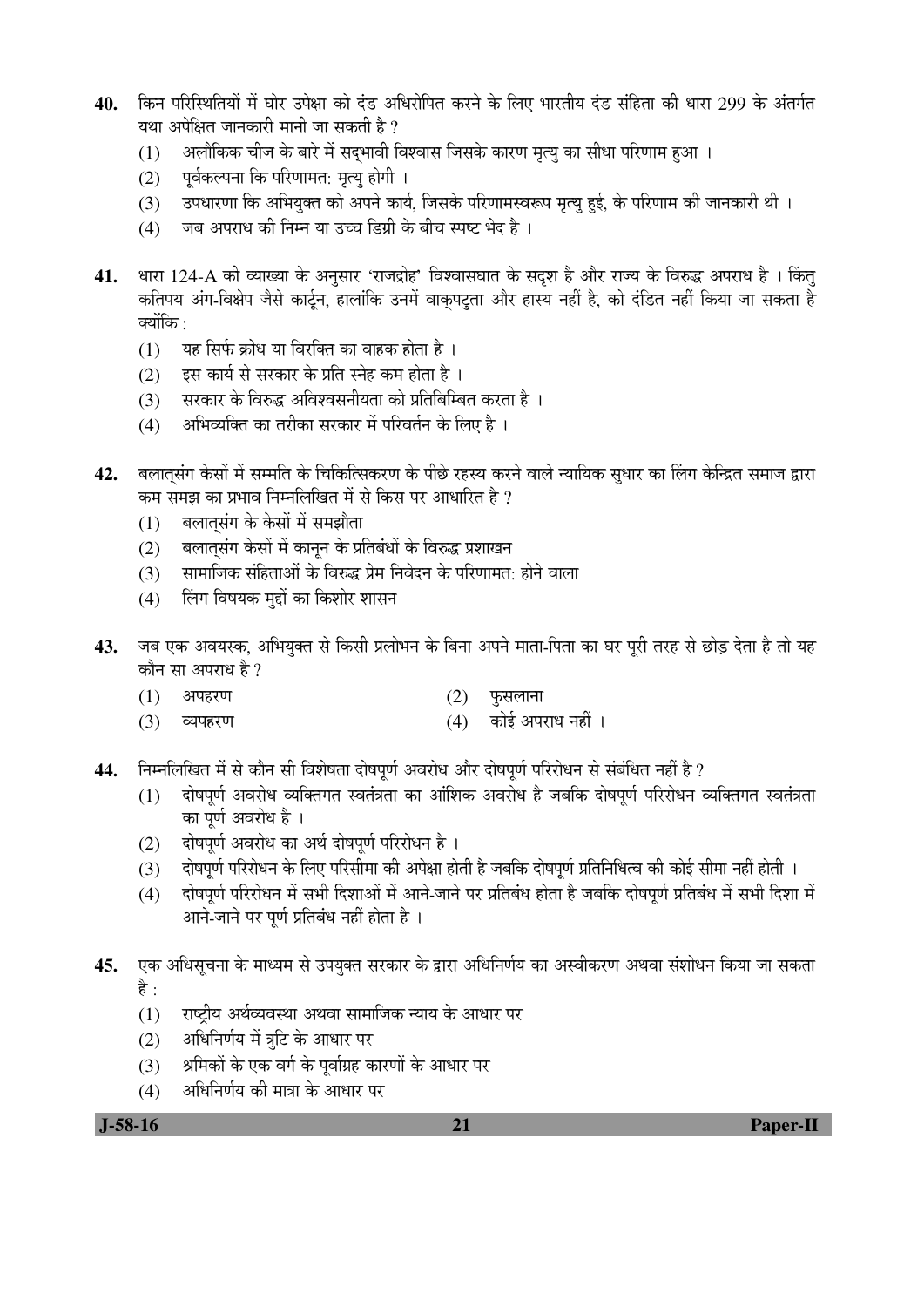40. किन परिस्थितियों में घोर उपेक्षा को दंड अधिरोपित करने के लिए भारतीय दंड संहिता की धारा 299 के अंतर्गत यथा अपेक्षित जानकारी मानी जा सकती है ?
   (1) अलौकिक चीज के बारे में सद्भावी विश्वास जिसके कारण मृत्यु का सीधा परिणाम हुआ ।
   (2) पूर्वकल्पना कि परिणामत: मृत्यु होगी ।
   (3) उपधारणा कि अभियुक्त को अपने कार्य, जिसके परिणामस्वरूप मृत्यु हुई, के परिणाम की जानकारी थी ।
   (4) जब अपराध की निम्न या उच्च डिग्री के बीच स्पष्ट भेद है ।

41. धारा 124-A की व्याख्या के अनुसार 'राजद्रोह' विश्वासघात के सदृश है और राज्य के विरुद्ध अपराध है । किंतु कतिपय अंग-विक्षेप जैसे कार्टून, हालांकि उनमें वाक्पटुता और हास्य नहीं है, को दंडित नहीं किया जा सकता है क्योंकि :
   (1) यह सिर्फ क्रोध या विरक्ति का वाहक होता है ।
   (2) इस कार्य से सरकार के प्रति स्नेह कम होता है ।
   (3) सरकार के विरुद्ध अविश्वसनीयता को प्रतिबिम्बित करता है ।
   (4) अभिव्यक्ति का तरीका सरकार में परिवर्तन के लिए है ।

42. बलात्संग केसों में सम्मति के चिकित्सिकरण के पीछे रहस्य करने वाले न्यायिक सुधार का लिंग केन्द्रित समाज द्वारा कम समझ का प्रभाव निम्नलिखित में से किस पर आधारित है ?
   (1) बलात्संग के केसों में समझौता
   (2) बलात्संग केसों में कानून के प्रतिबंधों के विरुद्ध प्रशाखन
   (3) सामाजिक संहिताओं के विरुद्ध प्रेम निवेदन के परिणामत: होने वाला
   (4) लिंग विषयक मुद्दों का किशोर शासन

43. जब एक अवयस्क, अभियुक्त से किसी प्रलोभन के बिना अपने माता-पिता का घर पूरी तरह से छोड़ देता है तो यह कौन सा अपराध है ?
   (1) अपहरण
   (2) फुसलाना
   (3) व्यपहरण
   (4) कोई अपराध नहीं ।

44. निम्नलिखित में से कौन सी विशेषता दोषपूर्ण अवरोध और दोषपूर्ण परिरोधन से संबंधित नहीं है ?
   (1) दोषपूर्ण अवरोध व्यक्तिगत स्वतंत्रता का आंशिक अवरोध है जबकि दोषपूर्ण परिरोधन व्यक्तिगत स्वतंत्रता का पूर्ण अवरोध है ।
   (2) दोषपूर्ण अवरोध का अर्थ दोषपूर्ण परिरोधन है ।
   (3) दोषपूर्ण परिरोधन के लिए परिसीमा की अपेक्षा होती है जबकि दोषपूर्ण प्रतिनिधित्व की कोई सीमा नहीं होती ।
   (4) दोषपूर्ण परिरोधन में सभी दिशाओं में आने-जाने पर प्रतिबंध होता है जबकि दोषपूर्ण प्रतिबंध में सभी दिशा में आने-जाने पर पूर्ण प्रतिबंध नहीं होता है ।

45. एक अधिसूचना के माध्यम से उपयुक्त सरकार के द्वारा अधिनिर्णय का अस्वीकरण अथवा संशोधन किया जा सकता है :
   (1) राष्ट्रीय अर्थव्यवस्था अथवा सामाजिक न्याय के आधार पर
   (2) अधिनिर्णय में त्रुटि के आधार पर
   (3) श्रमिकों के एक वर्ग के पूर्वाग्रह कारणों के आधार पर
   (4) अधिनिर्णय की मात्रा के आधार पर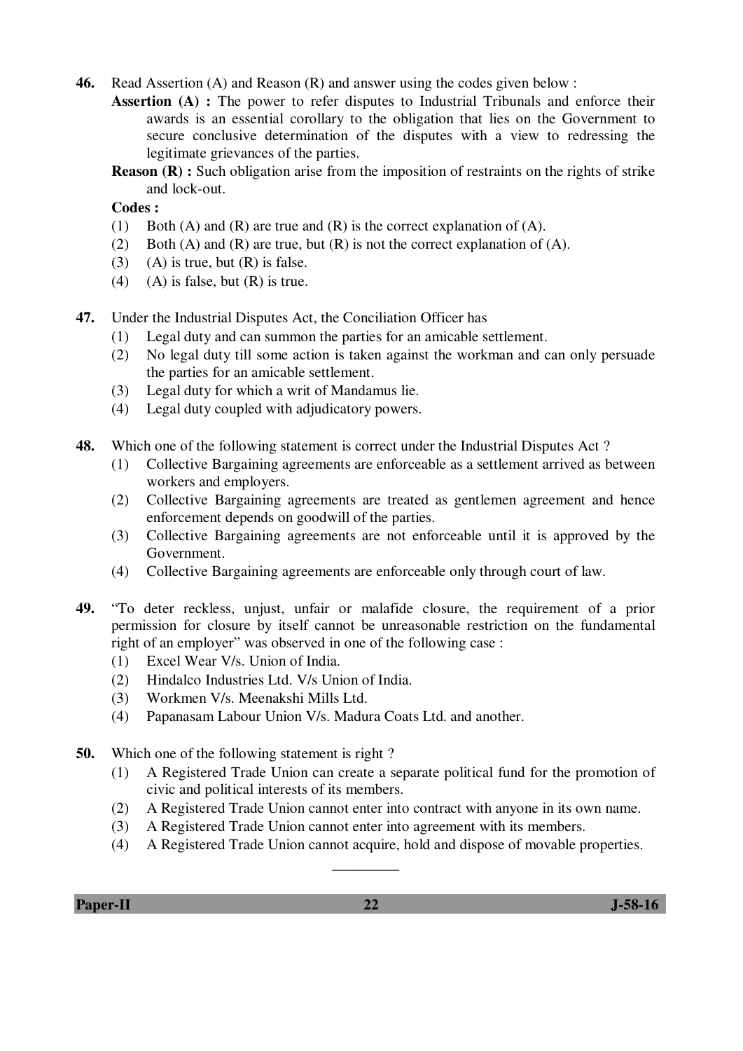46. Read Assertion (A) and Reason (R) and answer using the codes given below :

    **Assertion (A) :** The power to refer disputes to Industrial Tribunals and enforce their awards is an essential corollary to the obligation that lies on the Government to secure conclusive determination of the disputes with a view to redressing the legitimate grievances of the parties.

    **Reason (R) :** Such obligation arise from the imposition of restraints on the rights of strike and lock-out.

    **Codes :**

    (1) Both (A) and (R) are true and (R) is the correct explanation of (A).
    (2) Both (A) and (R) are true, but (R) is not the correct explanation of (A).
    (3) (A) is true, but (R) is false.
    (4) (A) is false, but (R) is true.

47. Under the Industrial Disputes Act, the Conciliation Officer has

    (1) Legal duty and can summon the parties for an amicable settlement.
    (2) No legal duty till some action is taken against the workman and can only persuade the parties for an amicable settlement.
    (3) Legal duty for which a writ of Mandamus lie.
    (4) Legal duty coupled with adjudicatory powers.

48. Which one of the following statement is correct under the Industrial Disputes Act ?

    (1) Collective Bargaining agreements are enforceable as a settlement arrived as between workers and employers.
    (2) Collective Bargaining agreements are treated as gentlemen agreement and hence enforcement depends on goodwill of the parties.
    (3) Collective Bargaining agreements are not enforceable until it is approved by the Government.
    (4) Collective Bargaining agreements are enforceable only through court of law.

49. "To deter reckless, unjust, unfair or malafide closure, the requirement of a prior permission for closure by itself cannot be unreasonable restriction on the fundamental right of an employer" was observed in one of the following case :

    (1) Excel Wear V/s. Union of India.
    (2) Hindalco Industries Ltd. V/s Union of India.
    (3) Workmen V/s. Meenakshi Mills Ltd.
    (4) Papanasam Labour Union V/s. Madura Coats Ltd. and another.

50. Which one of the following statement is right ?

    (1) A Registered Trade Union can create a separate political fund for the promotion of civic and political interests of its members.
    (2) A Registered Trade Union cannot enter into contract with anyone in its own name.
    (3) A Registered Trade Union cannot enter into agreement with its members.
    (4) A Registered Trade Union cannot acquire, hold and dispose of movable properties.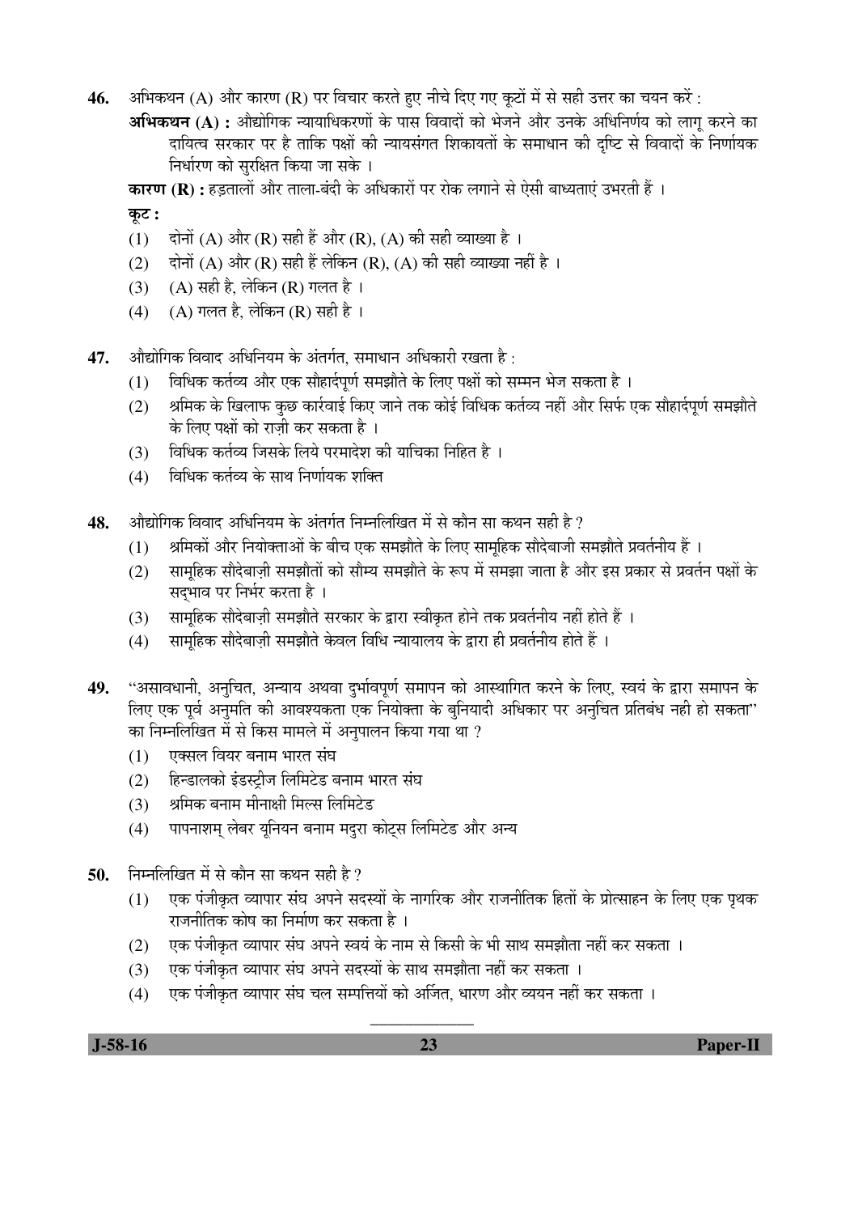**46.** अभिकथन (A) और कारण (R) पर विचार करते हुए नीचे दिए गए कूटों में से सही उत्तर का चयन करें :

**अभिकथन (A) :** औद्योगिक न्यायाधिकरणों के पास विवादों को भेजने और उनके अधिनिर्णय को लागू करने का दायित्व सरकार पर है ताकि पक्षों की न्यायसंगत शिकायतों के समाधान की दृष्टि से विवादों के निर्णायक निर्धारण को सुरक्षित किया जा सके ।

**कारण (R) :** हड़तालों और ताला-बंदी के अधिकारों पर रोक लगाने से ऐसी बाध्यताएं उभरती हैं ।

**कूट :**

(1) दोनों (A) और (R) सही हैं और (R), (A) की सही व्याख्या है ।

(2) दोनों (A) और (R) सही हैं लेकिन (R), (A) की सही व्याख्या नहीं है ।

(3) (A) सही है, लेकिन (R) गलत है ।

(4) (A) गलत है, लेकिन (R) सही है ।

**47.** औद्योगिक विवाद अधिनियम के अंतर्गत, समाधान अधिकारी रखता है :

(1) विधिक कर्तव्य और एक सौहार्दपूर्ण समझौते के लिए पक्षों को सम्मन भेज सकता है ।

(2) श्रमिक के खिलाफ कुछ कार्रवाई किए जाने तक कोई विधिक कर्तव्य नहीं और सिर्फ एक सौहार्दपूर्ण समझौते के लिए पक्षों को राज़ी कर सकता है ।

(3) विधिक कर्तव्य जिसके लिये परमादेश की याचिका निहित है ।

(4) विधिक कर्तव्य के साथ निर्णायक शक्ति

**48.** औद्योगिक विवाद अधिनियम के अंतर्गत निम्नलिखित में से कौन सा कथन सही है ?

(1) श्रमिकों और नियोक्ताओं के बीच एक समझौते के लिए सामूहिक सौदेबाजी समझौते प्रवर्तनीय हैं ।

(2) सामूहिक सौदेबाज़ी समझौतों को सौम्य समझौते के रूप में समझा जाता है और इस प्रकार से प्रवर्तन पक्षों के सद्भाव पर निर्भर करता है ।

(3) सामूहिक सौदेबाज़ी समझौते सरकार के द्वारा स्वीकृत होने तक प्रवर्तनीय नहीं होते हैं ।

(4) सामूहिक सौदेबाज़ी समझौते केवल विधि न्यायालय के द्वारा ही प्रवर्तनीय होते हैं ।

**49.** "असावधानी, अनुचित, अन्याय अथवा दुर्भावपूर्ण समापन को आस्थागित करने के लिए, स्वयं के द्वारा समापन के लिए एक पूर्व अनुमति की आवश्यकता एक नियोक्ता के बुनियादी अधिकार पर अनुचित प्रतिबंध नही हो सकता" का निम्नलिखित में से किस मामले में अनुपालन किया गया था ?

(1) एक्सल वियर बनाम भारत संघ

(2) हिन्डालको इंडस्ट्रीज लिमिटेड बनाम भारत संघ

(3) श्रमिक बनाम मीनाक्षी मिल्स लिमिटेड

(4) पापनाशम् लेबर यूनियन बनाम मदुरा कोट्स लिमिटेड और अन्य

**50.** निम्नलिखित में से कौन सा कथन सही है ?

(1) एक पंजीकृत व्यापार संघ अपने सदस्यों के नागरिक और राजनीतिक हितों के प्रोत्साहन के लिए एक पृथक राजनीतिक कोष का निर्माण कर सकता है ।

(2) एक पंजीकृत व्यापार संघ अपने स्वयं के नाम से किसी के भी साथ समझौता नहीं कर सकता ।

(3) एक पंजीकृत व्यापार संघ अपने सदस्यों के साथ समझौता नहीं कर सकता ।

(4) एक पंजीकृत व्यापार संघ चल सम्पत्तियों को अर्जित, धारण और व्ययन नहीं कर सकता ।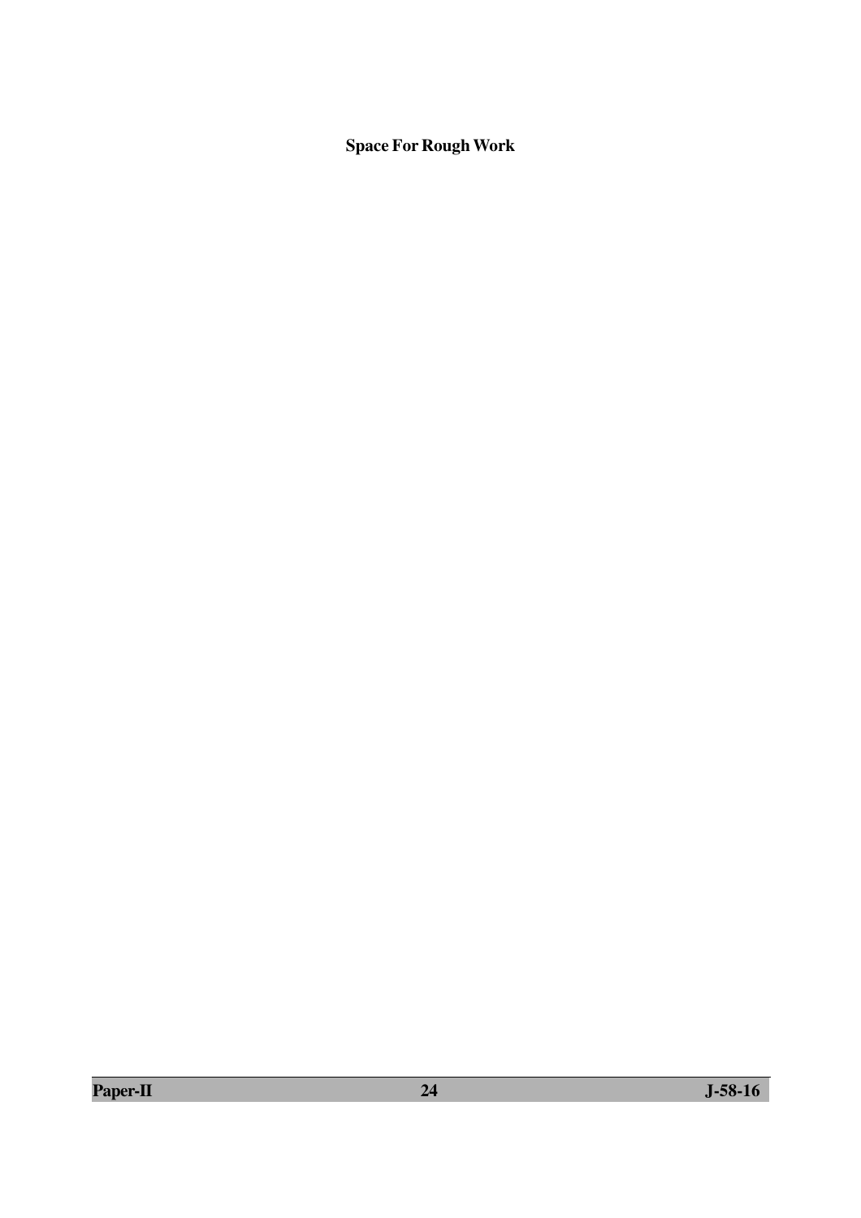**Space For Rough Work**